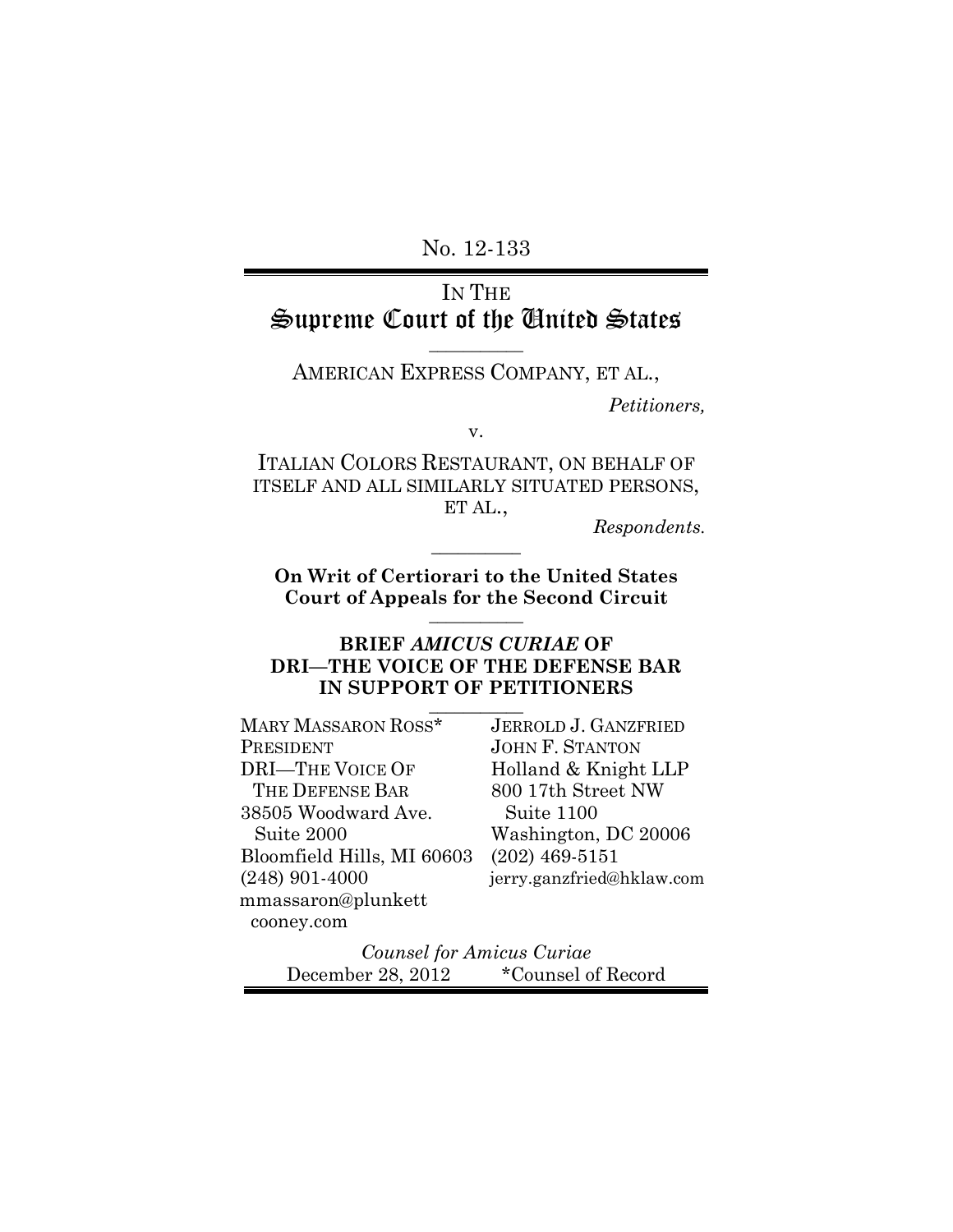No. 12-133

IN THE
# Supreme Court of the United States

AMERICAN EXPRESS COMPANY, ET AL.,

*Petitioners,*

v.

ITALIAN COLORS RESTAURANT, ON BEHALF OF ITSELF AND ALL SIMILARLY SITUATED PERSONS, ET AL.,

*Respondents.*

**On Writ of Certiorari to the United States Court of Appeals for the Second Circuit**

**BRIEF *AMICUS CURIAE* OF DRI—THE VOICE OF THE DEFENSE BAR IN SUPPORT OF PETITIONERS**

MARY MASSARON ROSS*
PRESIDENT
DRI—THE VOICE OF THE DEFENSE BAR
38505 Woodward Ave. Suite 2000
Bloomfield Hills, MI 60603
(248) 901-4000
mmassaron@plunkettcooney.com

JERROLD J. GANZFRIED
JOHN F. STANTON
Holland & Knight LLP
800 17th Street NW Suite 1100
Washington, DC 20006
(202) 469-5151
jerry.ganzfried@hklaw.com

*Counsel for Amicus Curiae*

December 28, 2012 *Counsel of Record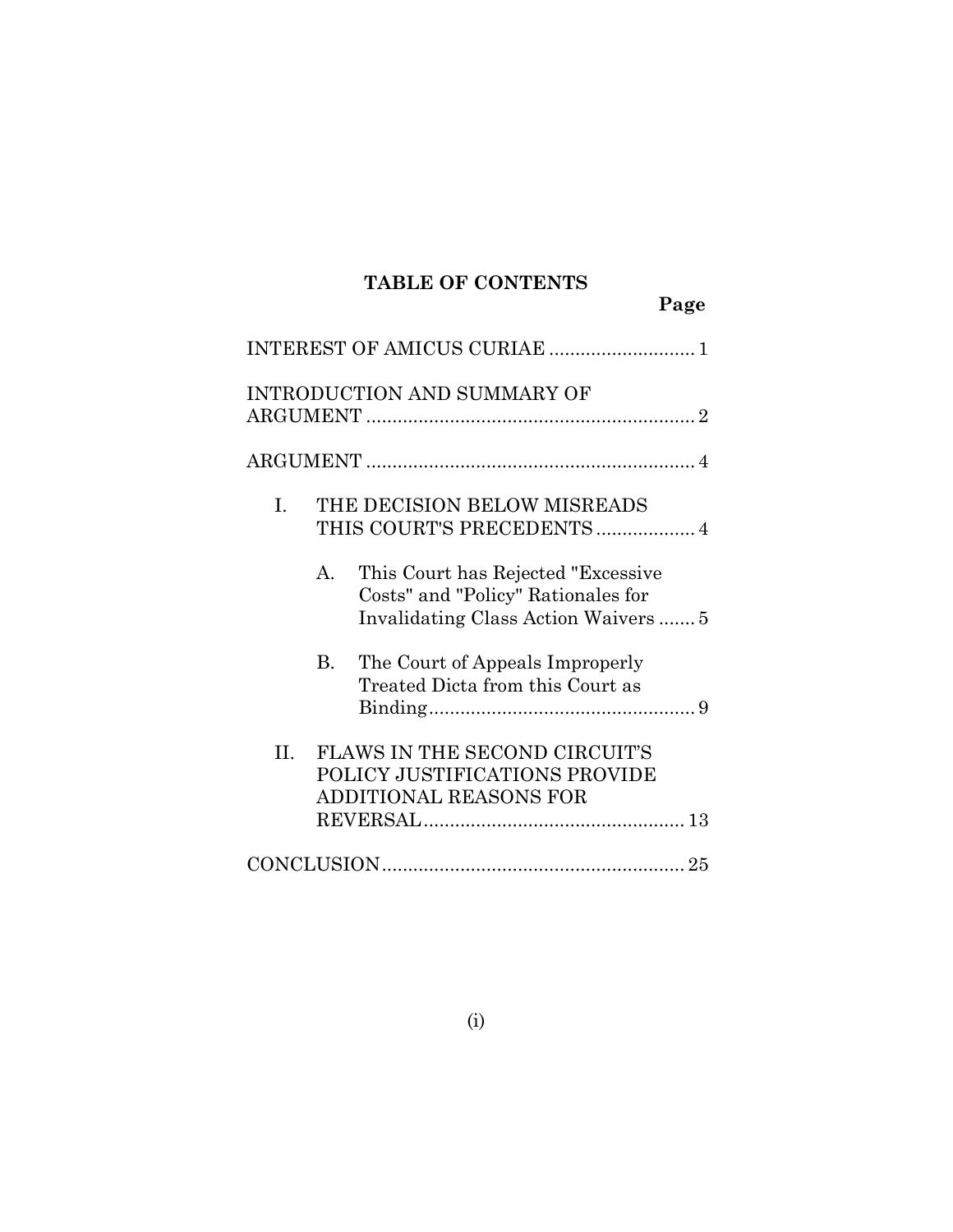# TABLE OF CONTENTS

**Page**

INTEREST OF AMICUS CURIAE ............................ 1

INTRODUCTION AND SUMMARY OF ARGUMENT ............................................................... 2

ARGUMENT ............................................................... 4

I. THE DECISION BELOW MISREADS THIS COURT'S PRECEDENTS ................... 4

   A. This Court has Rejected "Excessive Costs" and "Policy" Rationales for Invalidating Class Action Waivers ....... 5

   B. The Court of Appeals Improperly Treated Dicta from this Court as Binding ................................................... 9

II. FLAWS IN THE SECOND CIRCUIT'S POLICY JUSTIFICATIONS PROVIDE ADDITIONAL REASONS FOR REVERSAL .................................................. 13

CONCLUSION .......................................................... 25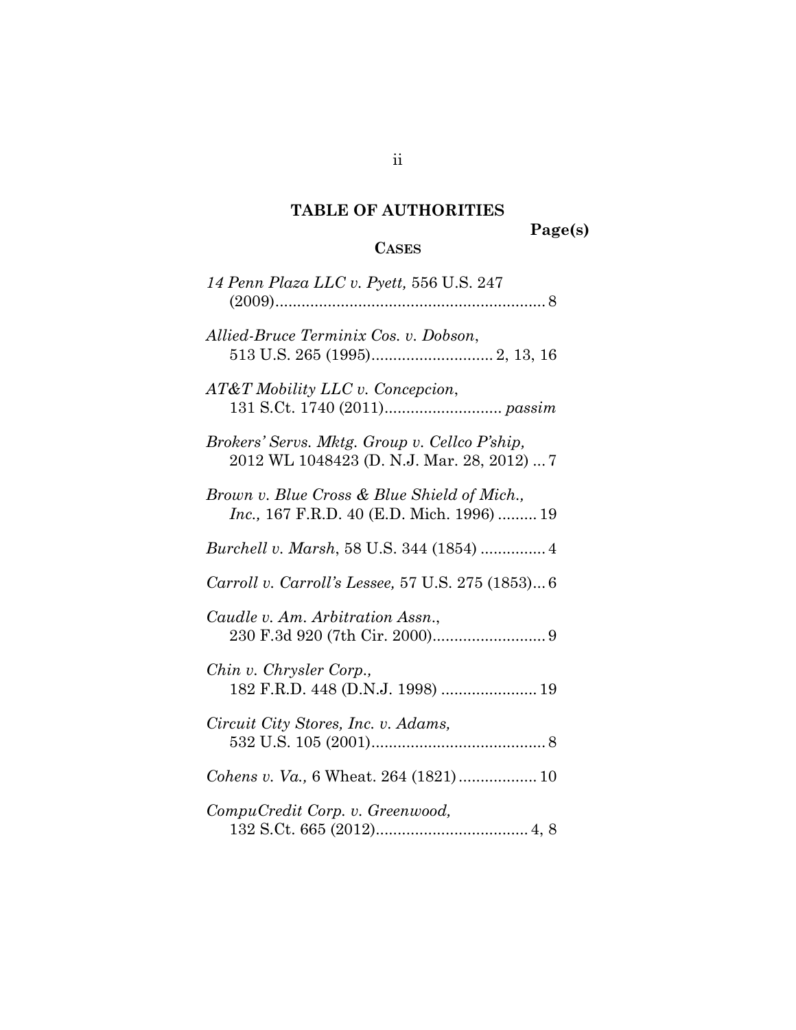# TABLE OF AUTHORITIES

**Page(s)**

## CASES

*14 Penn Plaza LLC v. Pyett,* 556 U.S. 247 (2009)............................................................... 8

*Allied-Bruce Terminix Cos. v. Dobson*, 513 U.S. 265 (1995)............................ 2, 13, 16

*AT&T Mobility LLC v. Concepcion*, 131 S.Ct. 1740 (2011)........................... *passim*

*Brokers' Servs. Mktg. Group v. Cellco P'ship,* 2012 WL 1048423 (D. N.J. Mar. 28, 2012) ... 7

*Brown v. Blue Cross & Blue Shield of Mich., Inc.,* 167 F.R.D. 40 (E.D. Mich. 1996) ......... 19

*Burchell v. Marsh*, 58 U.S. 344 (1854) ............... 4

*Carroll v. Carroll's Lessee,* 57 U.S. 275 (1853)... 6

*Caudle v. Am. Arbitration Assn.*, 230 F.3d 920 (7th Cir. 2000).......................... 9

*Chin v. Chrysler Corp.,* 182 F.R.D. 448 (D.N.J. 1998) ...................... 19

*Circuit City Stores, Inc. v. Adams,* 532 U.S. 105 (2001)........................................ 8

*Cohens v. Va.,* 6 Wheat. 264 (1821).................. 10

*CompuCredit Corp. v. Greenwood,* 132 S.Ct. 665 (2012).................................. 4, 8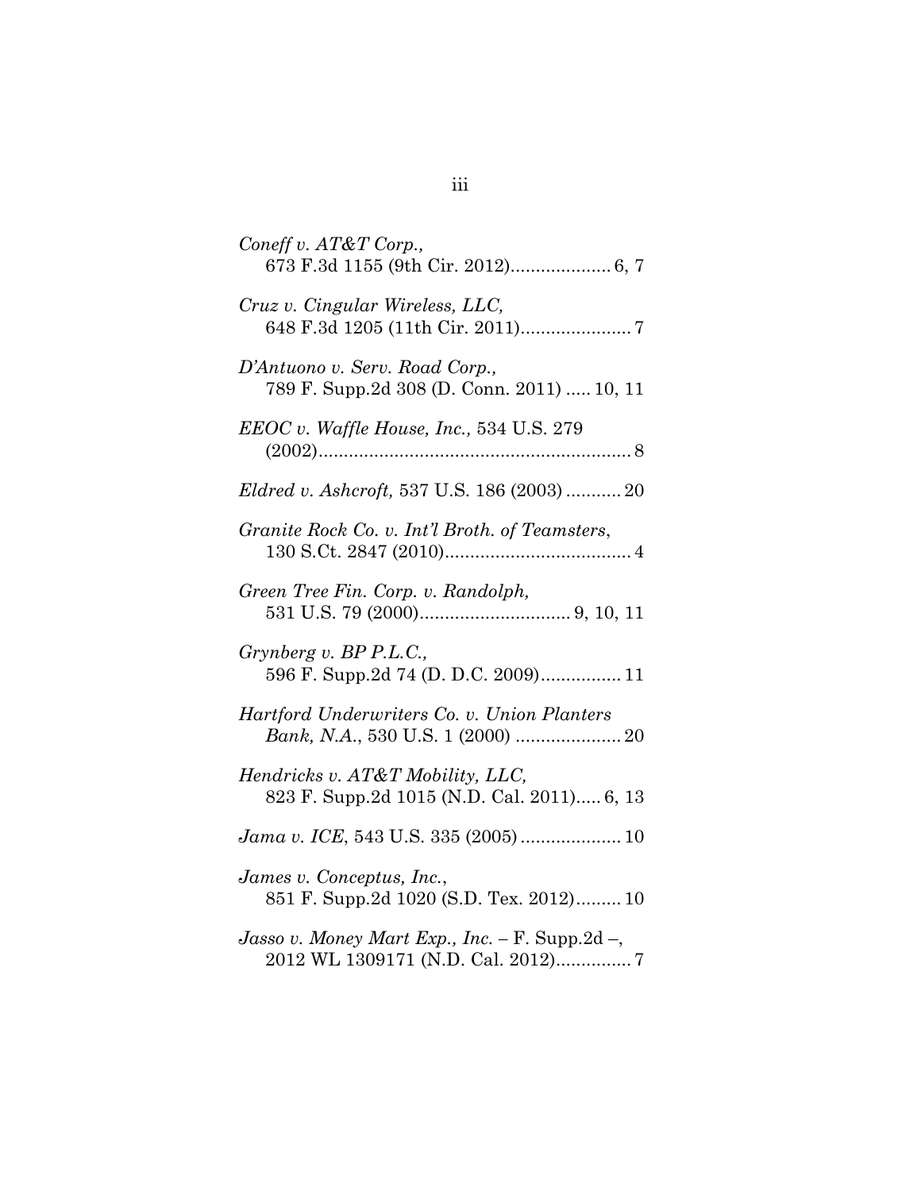*Coneff v. AT&T Corp.*,
673 F.3d 1155 (9th Cir. 2012).................... 6, 7

*Cruz v. Cingular Wireless, LLC*,
648 F.3d 1205 (11th Cir. 2011)...................... 7

*D'Antuono v. Serv. Road Corp.*,
789 F. Supp.2d 308 (D. Conn. 2011) ..... 10, 11

*EEOC v. Waffle House, Inc.*, 534 U.S. 279
(2002)............................................................... 8

*Eldred v. Ashcroft*, 537 U.S. 186 (2003) ........... 20

*Granite Rock Co. v. Int'l Broth. of Teamsters*,
130 S.Ct. 2847 (2010)...................................... 4

*Green Tree Fin. Corp. v. Randolph*,
531 U.S. 79 (2000).............................. 9, 10, 11

*Grynberg v. BP P.L.C.*,
596 F. Supp.2d 74 (D. D.C. 2009)................ 11

*Hartford Underwriters Co. v. Union Planters Bank, N.A.*, 530 U.S. 1 (2000) ..................... 20

*Hendricks v. AT&T Mobility, LLC*,
823 F. Supp.2d 1015 (N.D. Cal. 2011)..... 6, 13

*Jama v. ICE*, 543 U.S. 335 (2005) .................... 10

*James v. Conceptus, Inc.*,
851 F. Supp.2d 1020 (S.D. Tex. 2012)......... 10

*Jasso v. Money Mart Exp., Inc.* – F. Supp.2d –,
2012 WL 1309171 (N.D. Cal. 2012)............... 7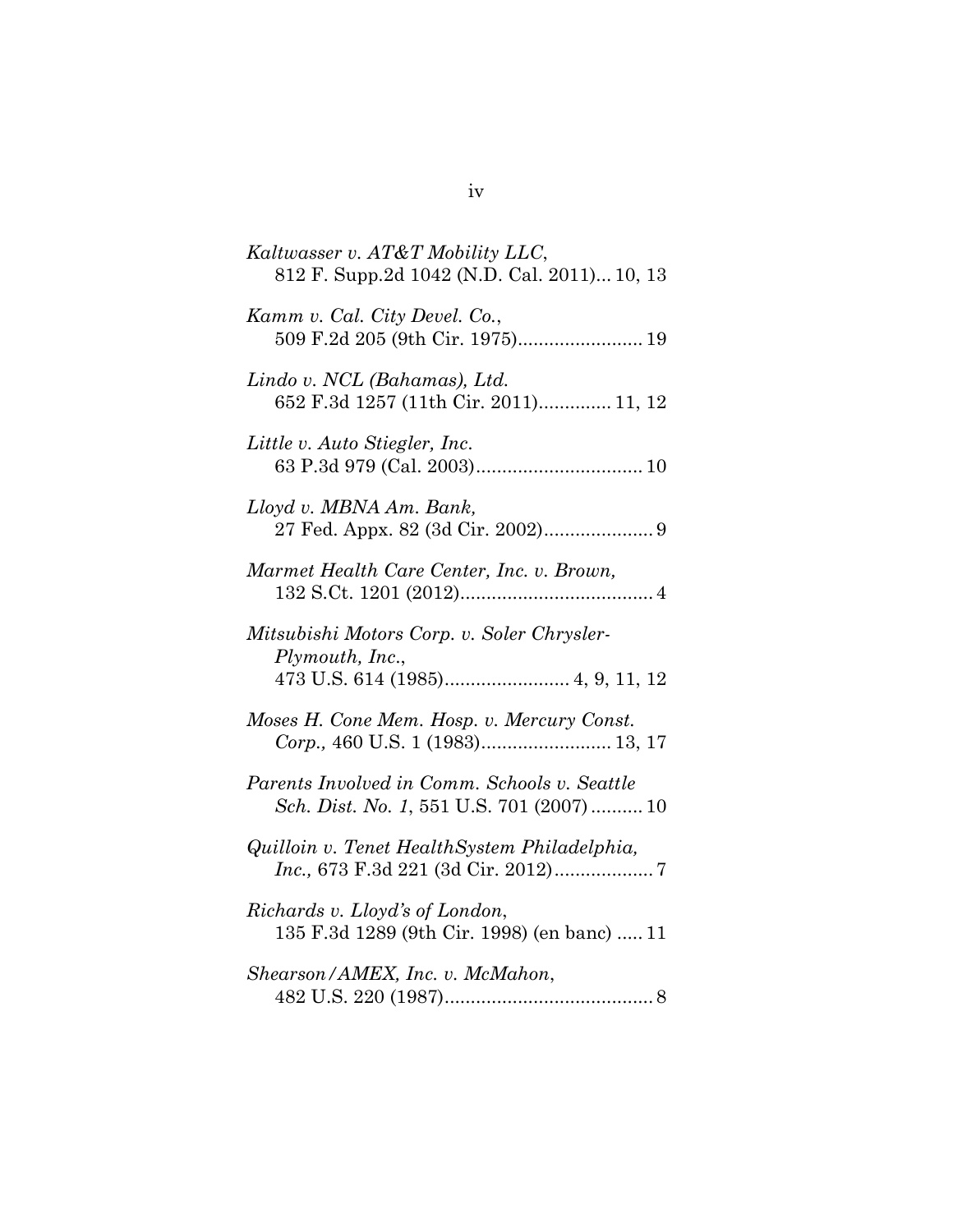*Kaltwasser v. AT&T Mobility LLC*,
812 F. Supp.2d 1042 (N.D. Cal. 2011)... 10, 13

*Kamm v. Cal. City Devel. Co.*,
509 F.2d 205 (9th Cir. 1975)........................ 19

*Lindo v. NCL (Bahamas), Ltd.*
652 F.3d 1257 (11th Cir. 2011).............. 11, 12

*Little v. Auto Stiegler, Inc.*
63 P.3d 979 (Cal. 2003)................................ 10

*Lloyd v. MBNA Am. Bank,*
27 Fed. Appx. 82 (3d Cir. 2002)..................... 9

*Marmet Health Care Center, Inc. v. Brown,*
132 S.Ct. 1201 (2012)..................................... 4

*Mitsubishi Motors Corp. v. Soler Chrysler-Plymouth, Inc.*,
473 U.S. 614 (1985)........................ 4, 9, 11, 12

*Moses H. Cone Mem. Hosp. v. Mercury Const. Corp.,* 460 U.S. 1 (1983)......................... 13, 17

*Parents Involved in Comm. Schools v. Seattle Sch. Dist. No. 1*, 551 U.S. 701 (2007).......... 10

*Quilloin v. Tenet HealthSystem Philadelphia, Inc.,* 673 F.3d 221 (3d Cir. 2012)................... 7

*Richards v. Lloyd's of London*,
135 F.3d 1289 (9th Cir. 1998) (en banc) ..... 11

*Shearson/AMEX, Inc. v. McMahon*,
482 U.S. 220 (1987)........................................ 8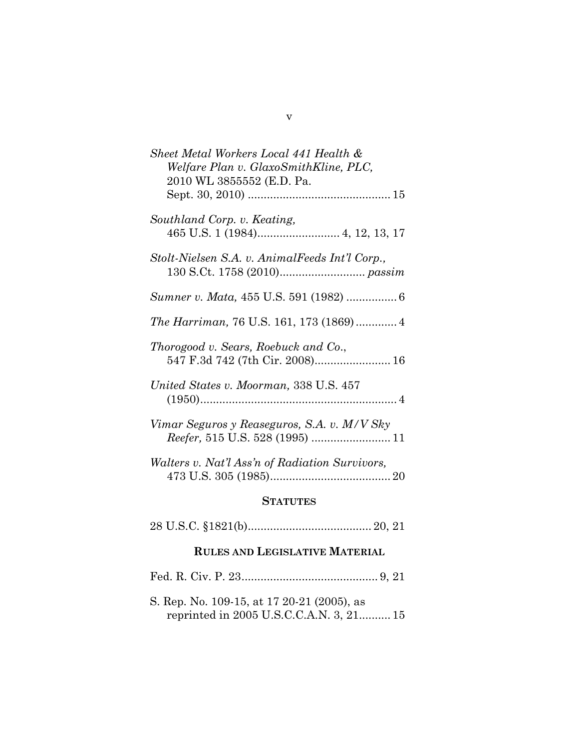*Sheet Metal Workers Local 441 Health & Welfare Plan v. GlaxoSmithKline, PLC*, 2010 WL 3855552 (E.D. Pa. Sept. 30, 2010) ............................................. 15

*Southland Corp. v. Keating*, 465 U.S. 1 (1984).......................... 4, 12, 13, 17

*Stolt-Nielsen S.A. v. AnimalFeeds Int'l Corp.*, 130 S.Ct. 1758 (2010)........................... *passim*

*Sumner v. Mata,* 455 U.S. 591 (1982) ................ 6

*The Harriman,* 76 U.S. 161, 173 (1869) ............. 4

*Thorogood v. Sears, Roebuck and Co.*, 547 F.3d 742 (7th Cir. 2008)........................ 16

*United States v. Moorman,* 338 U.S. 457 (1950).............................................................. 4

*Vimar Seguros y Reaseguros, S.A. v. M/V Sky Reefer,* 515 U.S. 528 (1995) ......................... 11

*Walters v. Nat'l Ass'n of Radiation Survivors,* 473 U.S. 305 (1985)...................................... 20

## STATUTES

28 U.S.C. §1821(b)....................................... 20, 21

## RULES AND LEGISLATIVE MATERIAL

Fed. R. Civ. P. 23........................................... 9, 21

S. Rep. No. 109-15, at 17 20-21 (2005), as reprinted in 2005 U.S.C.C.A.N. 3, 21.......... 15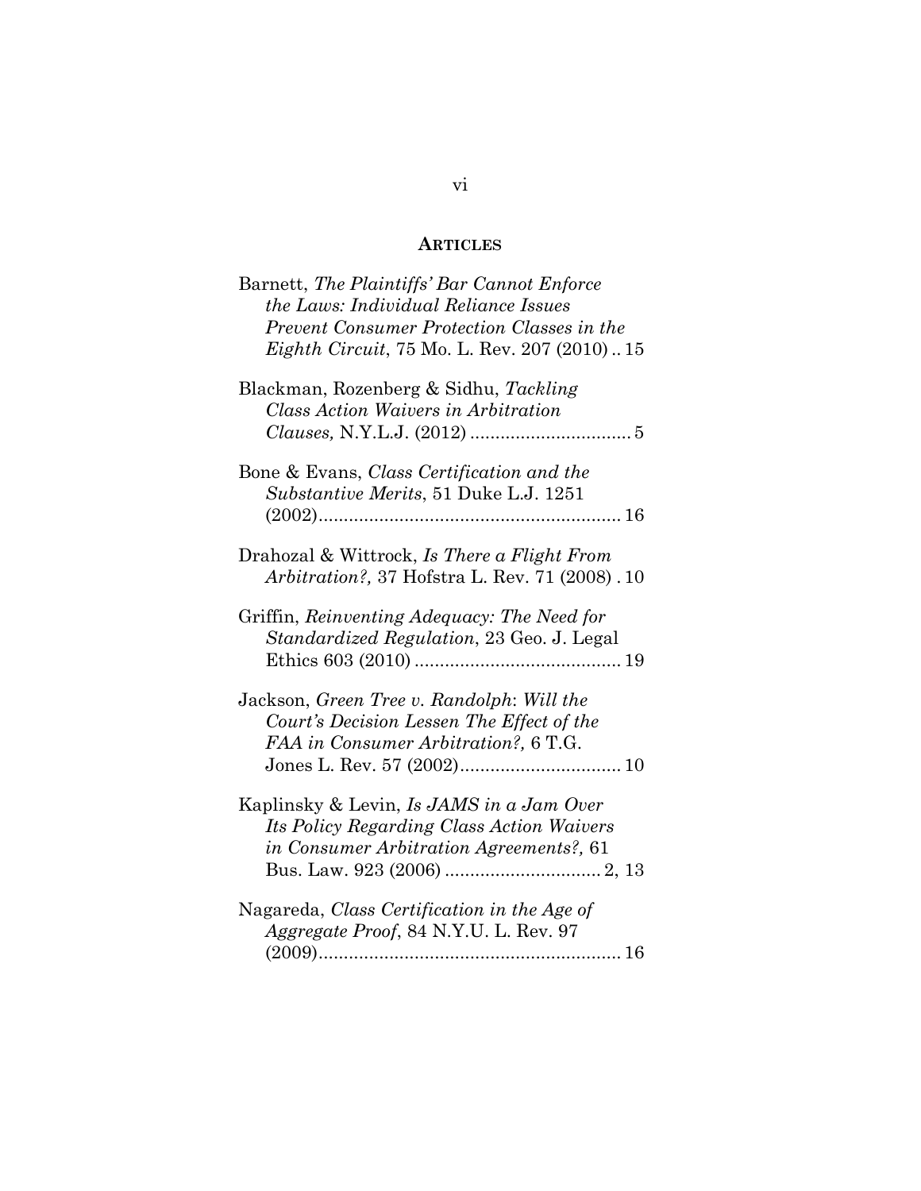## ARTICLES

Barnett, *The Plaintiffs' Bar Cannot Enforce the Laws: Individual Reliance Issues Prevent Consumer Protection Classes in the Eighth Circuit*, 75 Mo. L. Rev. 207 (2010) .. 15

Blackman, Rozenberg & Sidhu, *Tackling Class Action Waivers in Arbitration Clauses,* N.Y.L.J. (2012) ................................ 5

Bone & Evans, *Class Certification and the Substantive Merits*, 51 Duke L.J. 1251 (2002)........................................................... 16

Drahozal & Wittrock, *Is There a Flight From Arbitration?,* 37 Hofstra L. Rev. 71 (2008) . 10

Griffin, *Reinventing Adequacy: The Need for Standardized Regulation*, 23 Geo. J. Legal Ethics 603 (2010) ......................................... 19

Jackson, *Green Tree v. Randolph*: *Will the Court's Decision Lessen The Effect of the FAA in Consumer Arbitration?,* 6 T.G. Jones L. Rev. 57 (2002)................................ 10

Kaplinsky & Levin, *Is JAMS in a Jam Over Its Policy Regarding Class Action Waivers in Consumer Arbitration Agreements?,* 61 Bus. Law. 923 (2006) ............................... 2, 13

Nagareda, *Class Certification in the Age of Aggregate Proof*, 84 N.Y.U. L. Rev. 97 (2009)............................................................ 16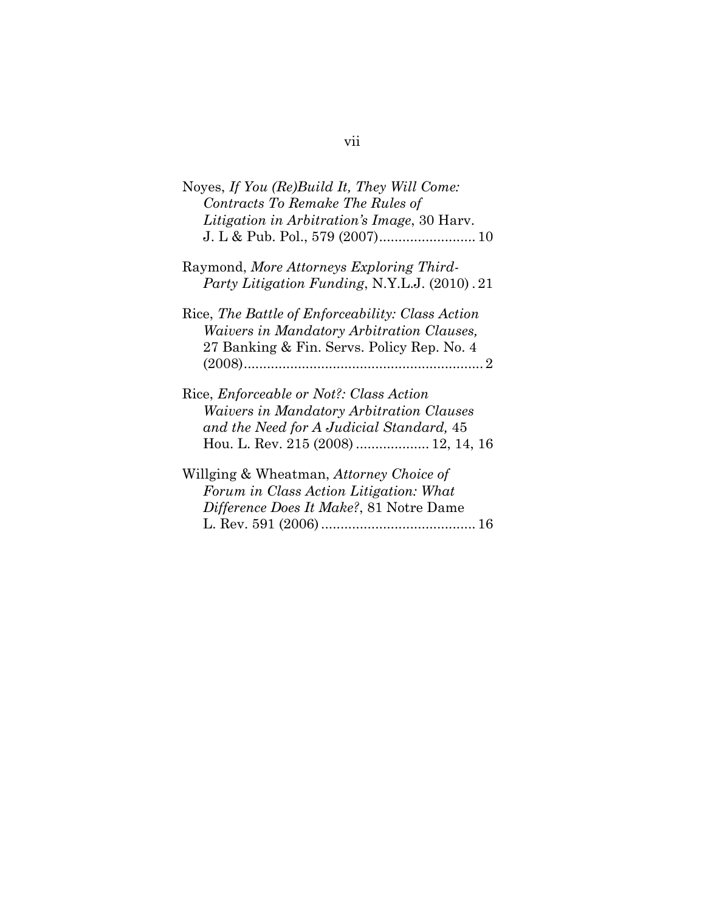Noyes, *If You (Re)Build It, They Will Come: Contracts To Remake The Rules of Litigation in Arbitration's Image*, 30 Harv. J. L & Pub. Pol., 579 (2007)......................... 10

Raymond, *More Attorneys Exploring Third-Party Litigation Funding*, N.Y.L.J. (2010) . 21

Rice, *The Battle of Enforceability: Class Action Waivers in Mandatory Arbitration Clauses,* 27 Banking & Fin. Servs. Policy Rep. No. 4 (2008).............................................................. 2

Rice, *Enforceable or Not?: Class Action Waivers in Mandatory Arbitration Clauses and the Need for A Judicial Standard,* 45 Hou. L. Rev. 215 (2008) ................... 12, 14, 16

Willging & Wheatman, *Attorney Choice of Forum in Class Action Litigation: What Difference Does It Make?*, 81 Notre Dame L. Rev. 591 (2006) ........................................ 16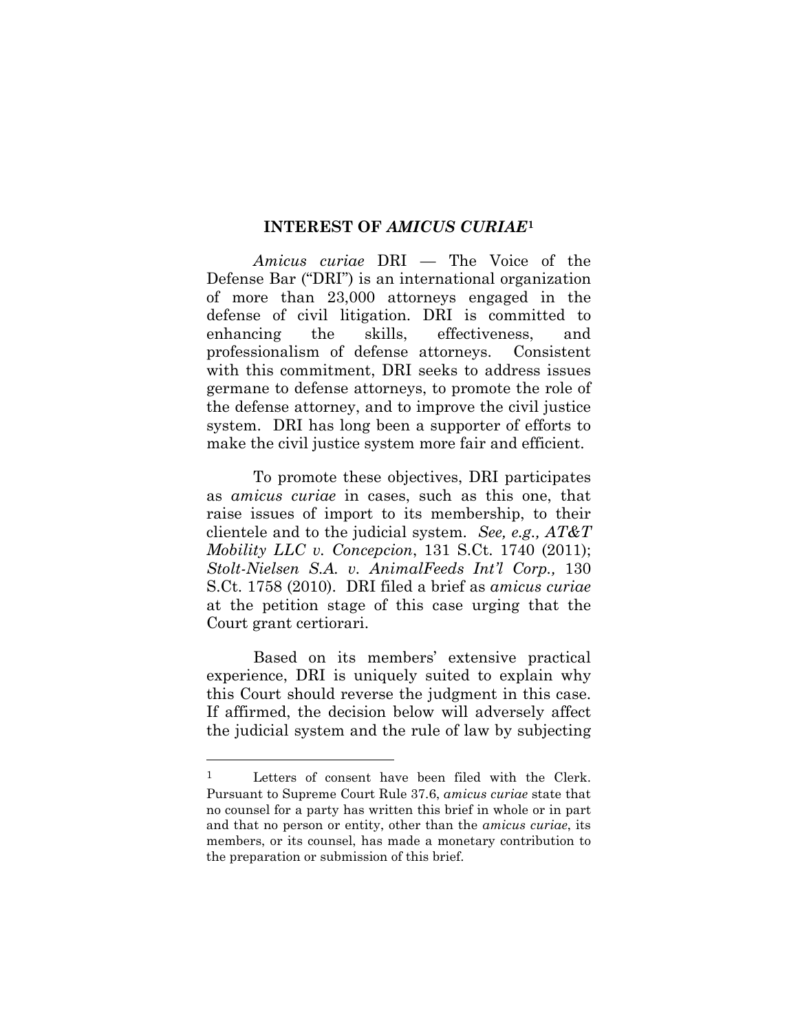## INTEREST OF *AMICUS CURIAE*[1]

*Amicus curiae* DRI — The Voice of the Defense Bar ("DRI") is an international organization of more than 23,000 attorneys engaged in the defense of civil litigation. DRI is committed to enhancing the skills, effectiveness, and professionalism of defense attorneys. Consistent with this commitment, DRI seeks to address issues germane to defense attorneys, to promote the role of the defense attorney, and to improve the civil justice system. DRI has long been a supporter of efforts to make the civil justice system more fair and efficient.

To promote these objectives, DRI participates as *amicus curiae* in cases, such as this one, that raise issues of import to its membership, to their clientele and to the judicial system. *See, e.g., AT&T Mobility LLC v. Concepcion*, 131 S.Ct. 1740 (2011); *Stolt-Nielsen S.A. v. AnimalFeeds Int'l Corp.,* 130 S.Ct. 1758 (2010). DRI filed a brief as *amicus curiae* at the petition stage of this case urging that the Court grant certiorari.

Based on its members' extensive practical experience, DRI is uniquely suited to explain why this Court should reverse the judgment in this case. If affirmed, the decision below will adversely affect the judicial system and the rule of law by subjecting

---

[1] Letters of consent have been filed with the Clerk. Pursuant to Supreme Court Rule 37.6, *amicus curiae* state that no counsel for a party has written this brief in whole or in part and that no person or entity, other than the *amicus curiae*, its members, or its counsel, has made a monetary contribution to the preparation or submission of this brief.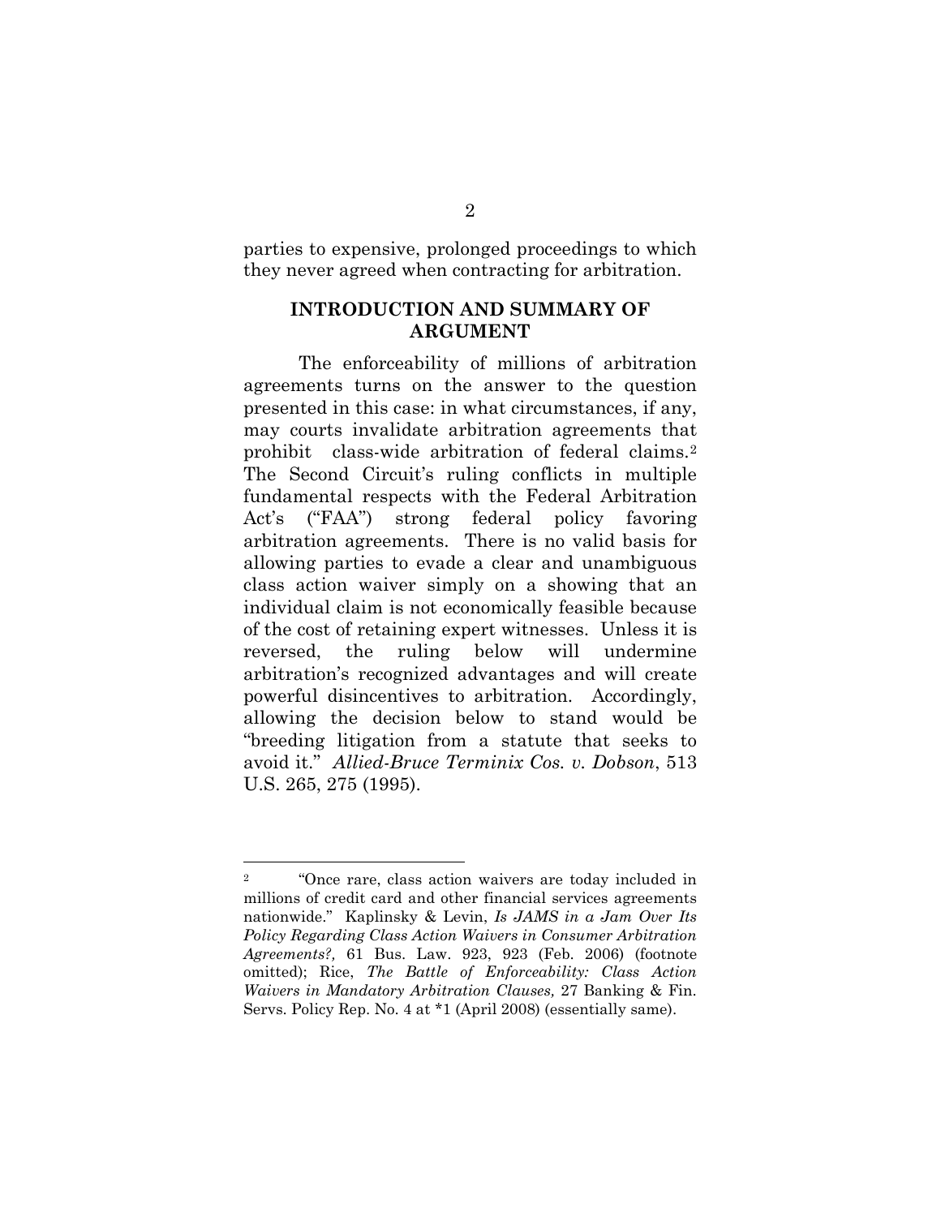parties to expensive, prolonged proceedings to which they never agreed when contracting for arbitration.

## INTRODUCTION AND SUMMARY OF ARGUMENT

The enforceability of millions of arbitration agreements turns on the answer to the question presented in this case: in what circumstances, if any, may courts invalidate arbitration agreements that prohibit class-wide arbitration of federal claims.[2] The Second Circuit's ruling conflicts in multiple fundamental respects with the Federal Arbitration Act's ("FAA") strong federal policy favoring arbitration agreements. There is no valid basis for allowing parties to evade a clear and unambiguous class action waiver simply on a showing that an individual claim is not economically feasible because of the cost of retaining expert witnesses. Unless it is reversed, the ruling below will undermine arbitration's recognized advantages and will create powerful disincentives to arbitration. Accordingly, allowing the decision below to stand would be "breeding litigation from a statute that seeks to avoid it." *Allied-Bruce Terminix Cos. v. Dobson*, 513 U.S. 265, 275 (1995).

---

[2] "Once rare, class action waivers are today included in millions of credit card and other financial services agreements nationwide." Kaplinsky & Levin, *Is JAMS in a Jam Over Its Policy Regarding Class Action Waivers in Consumer Arbitration Agreements?,* 61 Bus. Law. 923, 923 (Feb. 2006) (footnote omitted); Rice, *The Battle of Enforceability: Class Action Waivers in Mandatory Arbitration Clauses,* 27 Banking & Fin. Servs. Policy Rep. No. 4 at *1 (April 2008) (essentially same).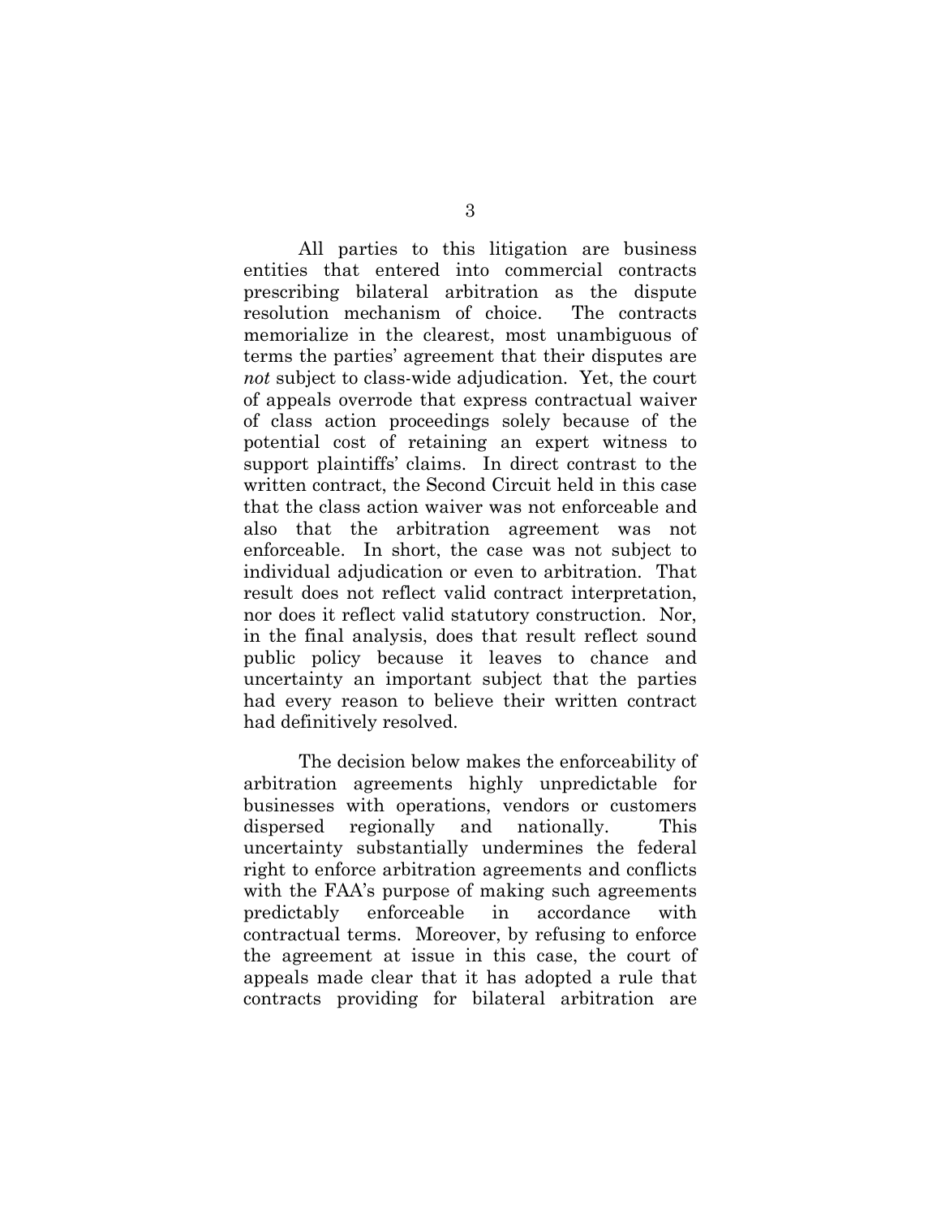All parties to this litigation are business entities that entered into commercial contracts prescribing bilateral arbitration as the dispute resolution mechanism of choice. The contracts memorialize in the clearest, most unambiguous of terms the parties' agreement that their disputes are *not* subject to class-wide adjudication. Yet, the court of appeals overrode that express contractual waiver of class action proceedings solely because of the potential cost of retaining an expert witness to support plaintiffs' claims. In direct contrast to the written contract, the Second Circuit held in this case that the class action waiver was not enforceable and also that the arbitration agreement was not enforceable. In short, the case was not subject to individual adjudication or even to arbitration. That result does not reflect valid contract interpretation, nor does it reflect valid statutory construction. Nor, in the final analysis, does that result reflect sound public policy because it leaves to chance and uncertainty an important subject that the parties had every reason to believe their written contract had definitively resolved.

The decision below makes the enforceability of arbitration agreements highly unpredictable for businesses with operations, vendors or customers dispersed regionally and nationally. This uncertainty substantially undermines the federal right to enforce arbitration agreements and conflicts with the FAA's purpose of making such agreements predictably enforceable in accordance with contractual terms. Moreover, by refusing to enforce the agreement at issue in this case, the court of appeals made clear that it has adopted a rule that contracts providing for bilateral arbitration are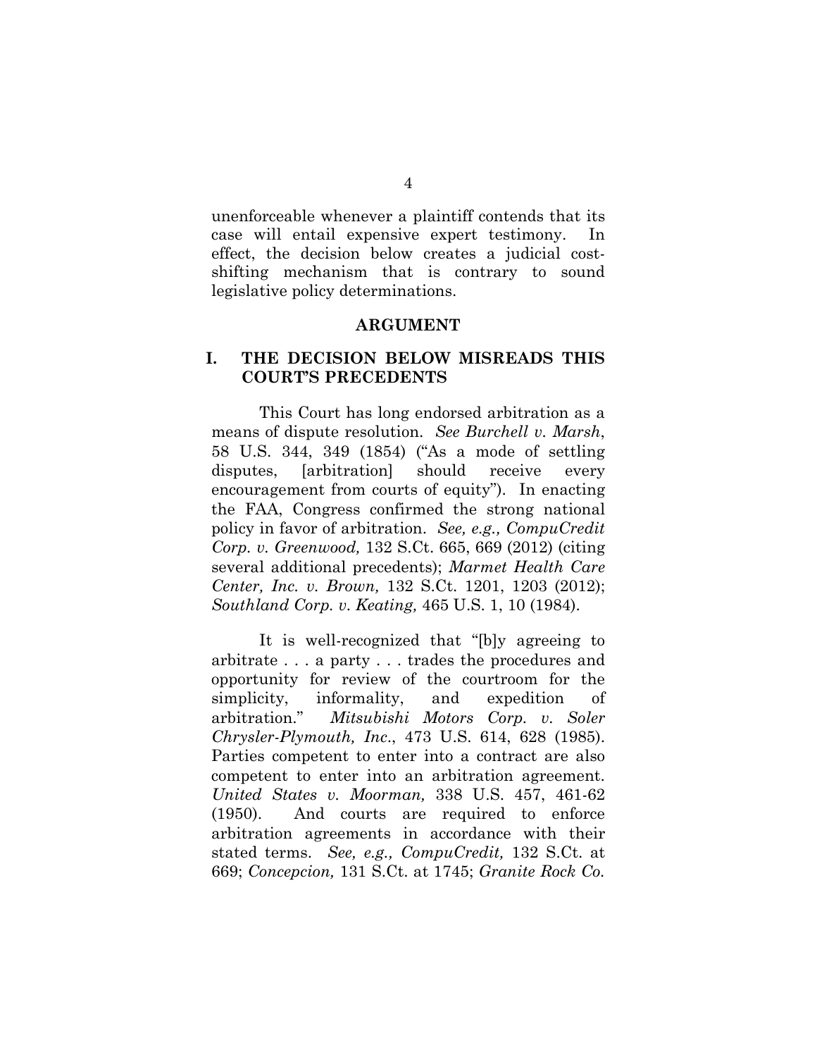unenforceable whenever a plaintiff contends that its case will entail expensive expert testimony. In effect, the decision below creates a judicial cost-shifting mechanism that is contrary to sound legislative policy determinations.

## ARGUMENT

### I. THE DECISION BELOW MISREADS THIS COURT'S PRECEDENTS

This Court has long endorsed arbitration as a means of dispute resolution. *See Burchell v. Marsh*, 58 U.S. 344, 349 (1854) ("As a mode of settling disputes, [arbitration] should receive every encouragement from courts of equity"). In enacting the FAA, Congress confirmed the strong national policy in favor of arbitration. *See, e.g., CompuCredit Corp. v. Greenwood,* 132 S.Ct. 665, 669 (2012) (citing several additional precedents); *Marmet Health Care Center, Inc. v. Brown,* 132 S.Ct. 1201, 1203 (2012); *Southland Corp. v. Keating,* 465 U.S. 1, 10 (1984).

It is well-recognized that "[b]y agreeing to arbitrate . . . a party . . . trades the procedures and opportunity for review of the courtroom for the simplicity, informality, and expedition of arbitration." *Mitsubishi Motors Corp. v. Soler Chrysler-Plymouth, Inc*., 473 U.S. 614, 628 (1985). Parties competent to enter into a contract are also competent to enter into an arbitration agreement. *United States v. Moorman,* 338 U.S. 457, 461-62 (1950). And courts are required to enforce arbitration agreements in accordance with their stated terms. *See, e.g., CompuCredit,* 132 S.Ct. at 669; *Concepcion,* 131 S.Ct. at 1745; *Granite Rock Co.*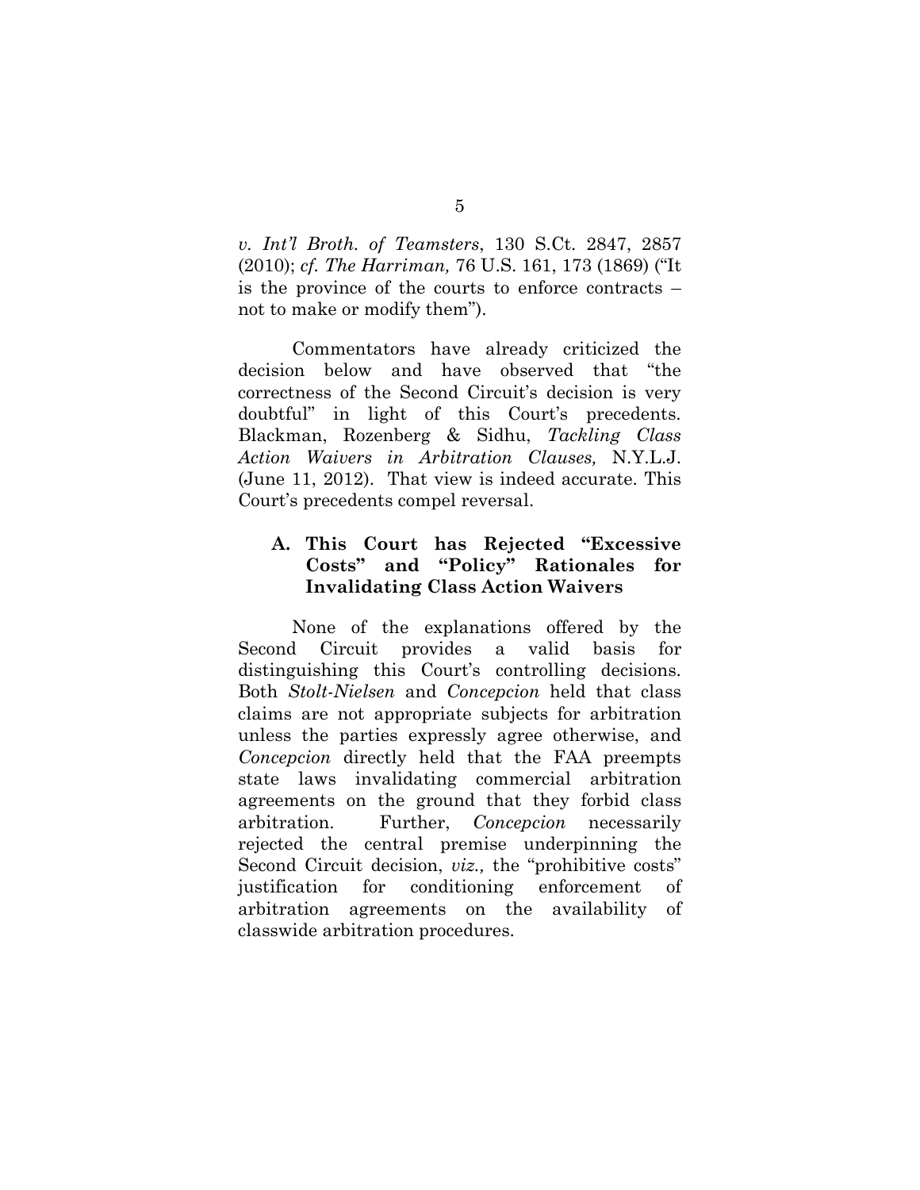*v. Int'l Broth. of Teamsters*, 130 S.Ct. 2847, 2857 (2010); *cf. The Harriman,* 76 U.S. 161, 173 (1869) ("It is the province of the courts to enforce contracts – not to make or modify them").

Commentators have already criticized the decision below and have observed that "the correctness of the Second Circuit's decision is very doubtful" in light of this Court's precedents. Blackman, Rozenberg & Sidhu, *Tackling Class Action Waivers in Arbitration Clauses,* N.Y.L.J. (June 11, 2012). That view is indeed accurate. This Court's precedents compel reversal.

### A. This Court has Rejected "Excessive Costs" and "Policy" Rationales for Invalidating Class Action Waivers

None of the explanations offered by the Second Circuit provides a valid basis for distinguishing this Court's controlling decisions. Both *Stolt-Nielsen* and *Concepcion* held that class claims are not appropriate subjects for arbitration unless the parties expressly agree otherwise, and *Concepcion* directly held that the FAA preempts state laws invalidating commercial arbitration agreements on the ground that they forbid class arbitration. Further, *Concepcion* necessarily rejected the central premise underpinning the Second Circuit decision, *viz.,* the "prohibitive costs" justification for conditioning enforcement of arbitration agreements on the availability of classwide arbitration procedures.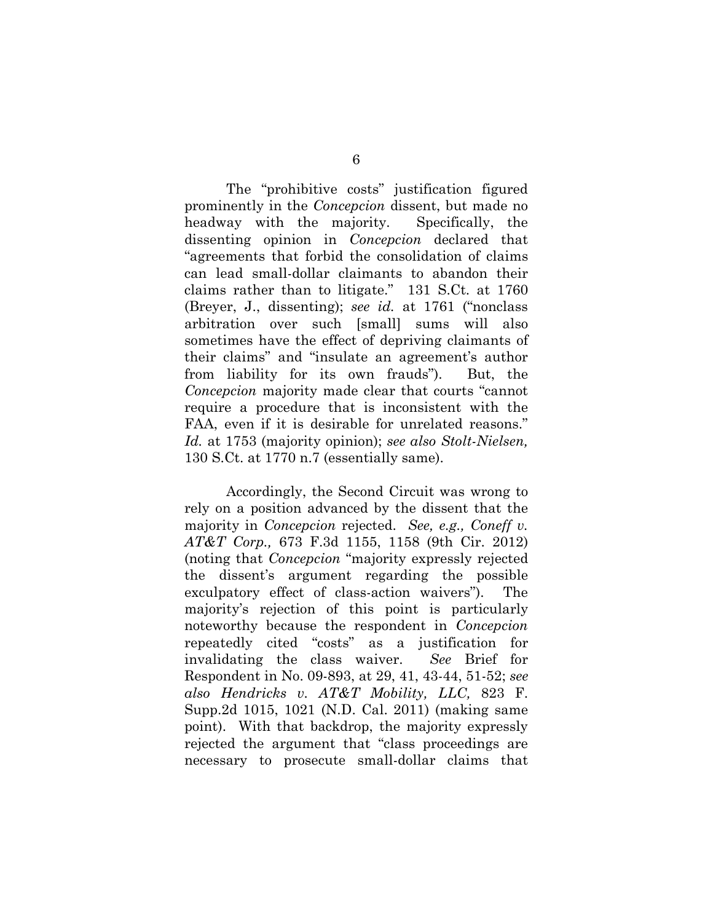The "prohibitive costs" justification figured prominently in the *Concepcion* dissent, but made no headway with the majority. Specifically, the dissenting opinion in *Concepcion* declared that "agreements that forbid the consolidation of claims can lead small-dollar claimants to abandon their claims rather than to litigate." 131 S.Ct. at 1760 (Breyer, J., dissenting); *see id.* at 1761 ("nonclass arbitration over such [small] sums will also sometimes have the effect of depriving claimants of their claims" and "insulate an agreement's author from liability for its own frauds"). But, the *Concepcion* majority made clear that courts "cannot require a procedure that is inconsistent with the FAA, even if it is desirable for unrelated reasons." *Id.* at 1753 (majority opinion); *see also Stolt-Nielsen,* 130 S.Ct. at 1770 n.7 (essentially same).

Accordingly, the Second Circuit was wrong to rely on a position advanced by the dissent that the majority in *Concepcion* rejected. *See, e.g., Coneff v. AT&T Corp.,* 673 F.3d 1155, 1158 (9th Cir. 2012) (noting that *Concepcion* "majority expressly rejected the dissent's argument regarding the possible exculpatory effect of class-action waivers"). The majority's rejection of this point is particularly noteworthy because the respondent in *Concepcion* repeatedly cited "costs" as a justification for invalidating the class waiver. *See* Brief for Respondent in No. 09-893, at 29, 41, 43-44, 51-52; *see also Hendricks v. AT&T Mobility, LLC,* 823 F. Supp.2d 1015, 1021 (N.D. Cal. 2011) (making same point). With that backdrop, the majority expressly rejected the argument that "class proceedings are necessary to prosecute small-dollar claims that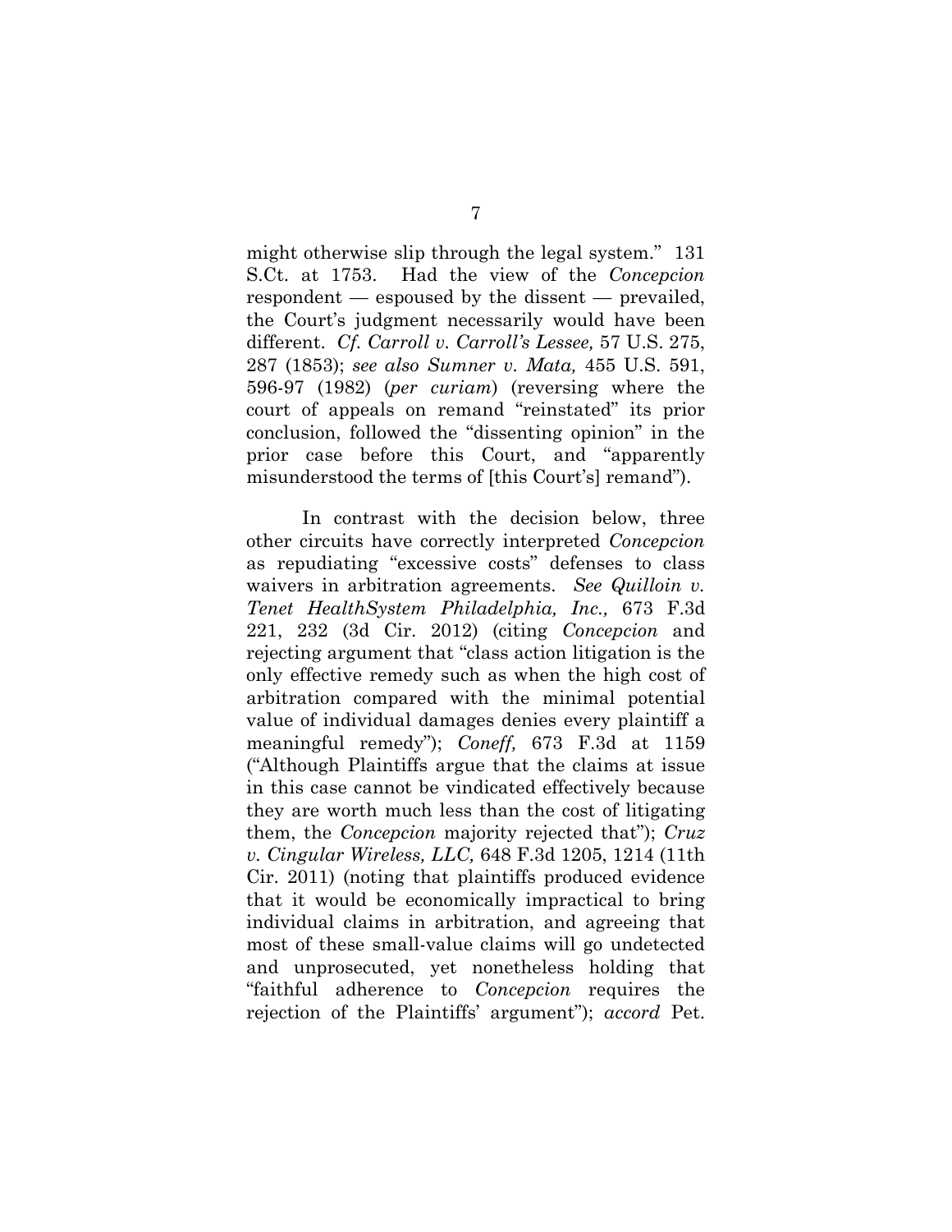might otherwise slip through the legal system." 131 S.Ct. at 1753. Had the view of the *Concepcion* respondent — espoused by the dissent — prevailed, the Court's judgment necessarily would have been different. *Cf. Carroll v. Carroll's Lessee,* 57 U.S. 275, 287 (1853); *see also Sumner v. Mata,* 455 U.S. 591, 596-97 (1982) (*per curiam*) (reversing where the court of appeals on remand "reinstated" its prior conclusion, followed the "dissenting opinion" in the prior case before this Court, and "apparently misunderstood the terms of [this Court's] remand").

In contrast with the decision below, three other circuits have correctly interpreted *Concepcion* as repudiating "excessive costs" defenses to class waivers in arbitration agreements. *See Quilloin v. Tenet HealthSystem Philadelphia, Inc.,* 673 F.3d 221, 232 (3d Cir. 2012) (citing *Concepcion* and rejecting argument that "class action litigation is the only effective remedy such as when the high cost of arbitration compared with the minimal potential value of individual damages denies every plaintiff a meaningful remedy"); *Coneff,* 673 F.3d at 1159 ("Although Plaintiffs argue that the claims at issue in this case cannot be vindicated effectively because they are worth much less than the cost of litigating them, the *Concepcion* majority rejected that"); *Cruz v. Cingular Wireless, LLC,* 648 F.3d 1205, 1214 (11th Cir. 2011) (noting that plaintiffs produced evidence that it would be economically impractical to bring individual claims in arbitration, and agreeing that most of these small-value claims will go undetected and unprosecuted, yet nonetheless holding that "faithful adherence to *Concepcion* requires the rejection of the Plaintiffs' argument"); *accord* Pet.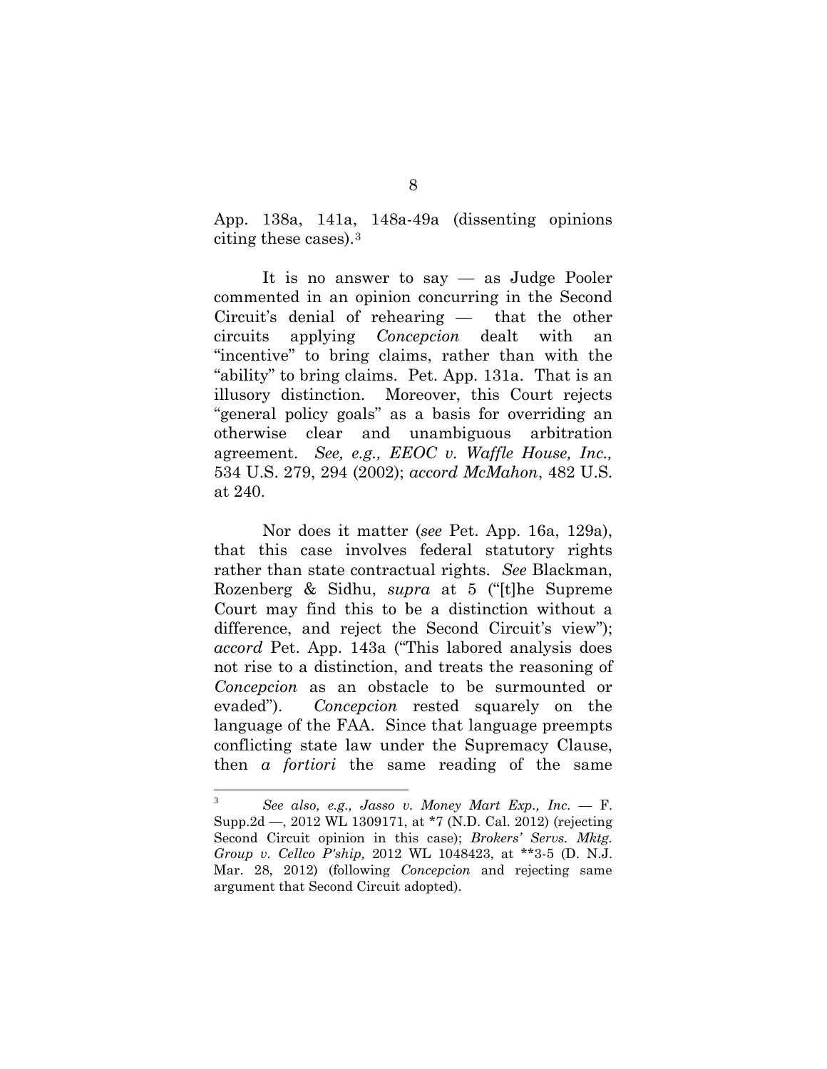App. 138a, 141a, 148a-49a (dissenting opinions citing these cases).[3]

It is no answer to say — as Judge Pooler commented in an opinion concurring in the Second Circuit's denial of rehearing — that the other circuits applying *Concepcion* dealt with an "incentive" to bring claims, rather than with the "ability" to bring claims. Pet. App. 131a. That is an illusory distinction. Moreover, this Court rejects "general policy goals" as a basis for overriding an otherwise clear and unambiguous arbitration agreement. *See, e.g., EEOC v. Waffle House, Inc.,* 534 U.S. 279, 294 (2002); *accord McMahon*, 482 U.S. at 240.

Nor does it matter (*see* Pet. App. 16a, 129a), that this case involves federal statutory rights rather than state contractual rights. *See* Blackman, Rozenberg & Sidhu, *supra* at 5 ("[t]he Supreme Court may find this to be a distinction without a difference, and reject the Second Circuit's view"); *accord* Pet. App. 143a ("This labored analysis does not rise to a distinction, and treats the reasoning of *Concepcion* as an obstacle to be surmounted or evaded"). *Concepcion* rested squarely on the language of the FAA. Since that language preempts conflicting state law under the Supremacy Clause, then *a fortiori* the same reading of the same

---

[3] *See also, e.g., Jasso v. Money Mart Exp., Inc.* — F. Supp.2d —, 2012 WL 1309171, at *7 (N.D. Cal. 2012) (rejecting Second Circuit opinion in this case); *Brokers' Servs. Mktg. Group v. Cellco P'ship,* 2012 WL 1048423, at **3-5 (D. N.J. Mar. 28, 2012) (following *Concepcion* and rejecting same argument that Second Circuit adopted).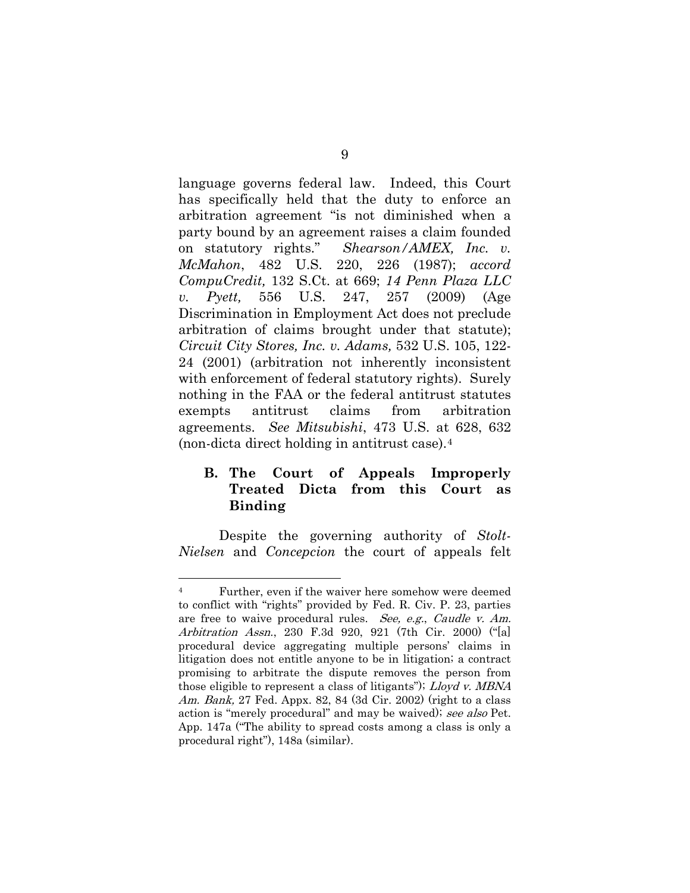language governs federal law. Indeed, this Court has specifically held that the duty to enforce an arbitration agreement "is not diminished when a party bound by an agreement raises a claim founded on statutory rights." *Shearson/AMEX, Inc. v. McMahon*, 482 U.S. 220, 226 (1987); *accord CompuCredit,* 132 S.Ct. at 669; *14 Penn Plaza LLC v. Pyett,* 556 U.S. 247, 257 (2009) (Age Discrimination in Employment Act does not preclude arbitration of claims brought under that statute); *Circuit City Stores, Inc. v. Adams,* 532 U.S. 105, 122-24 (2001) (arbitration not inherently inconsistent with enforcement of federal statutory rights). Surely nothing in the FAA or the federal antitrust statutes exempts antitrust claims from arbitration agreements. *See Mitsubishi*, 473 U.S. at 628, 632 (non-dicta direct holding in antitrust case).[4]

### B. The Court of Appeals Improperly Treated Dicta from this Court as Binding

Despite the governing authority of *Stolt-Nielsen* and *Concepcion* the court of appeals felt

---

[4] Further, even if the waiver here somehow were deemed to conflict with "rights" provided by Fed. R. Civ. P. 23, parties are free to waive procedural rules. *See, e.g.*, *Caudle v. Am. Arbitration Assn.*, 230 F.3d 920, 921 (7th Cir. 2000) ("[a] procedural device aggregating multiple persons' claims in litigation does not entitle anyone to be in litigation; a contract promising to arbitrate the dispute removes the person from those eligible to represent a class of litigants"); *Lloyd v. MBNA Am. Bank,* 27 Fed. Appx. 82, 84 (3d Cir. 2002) (right to a class action is "merely procedural" and may be waived); *see also* Pet. App. 147a ("The ability to spread costs among a class is only a procedural right"), 148a (similar).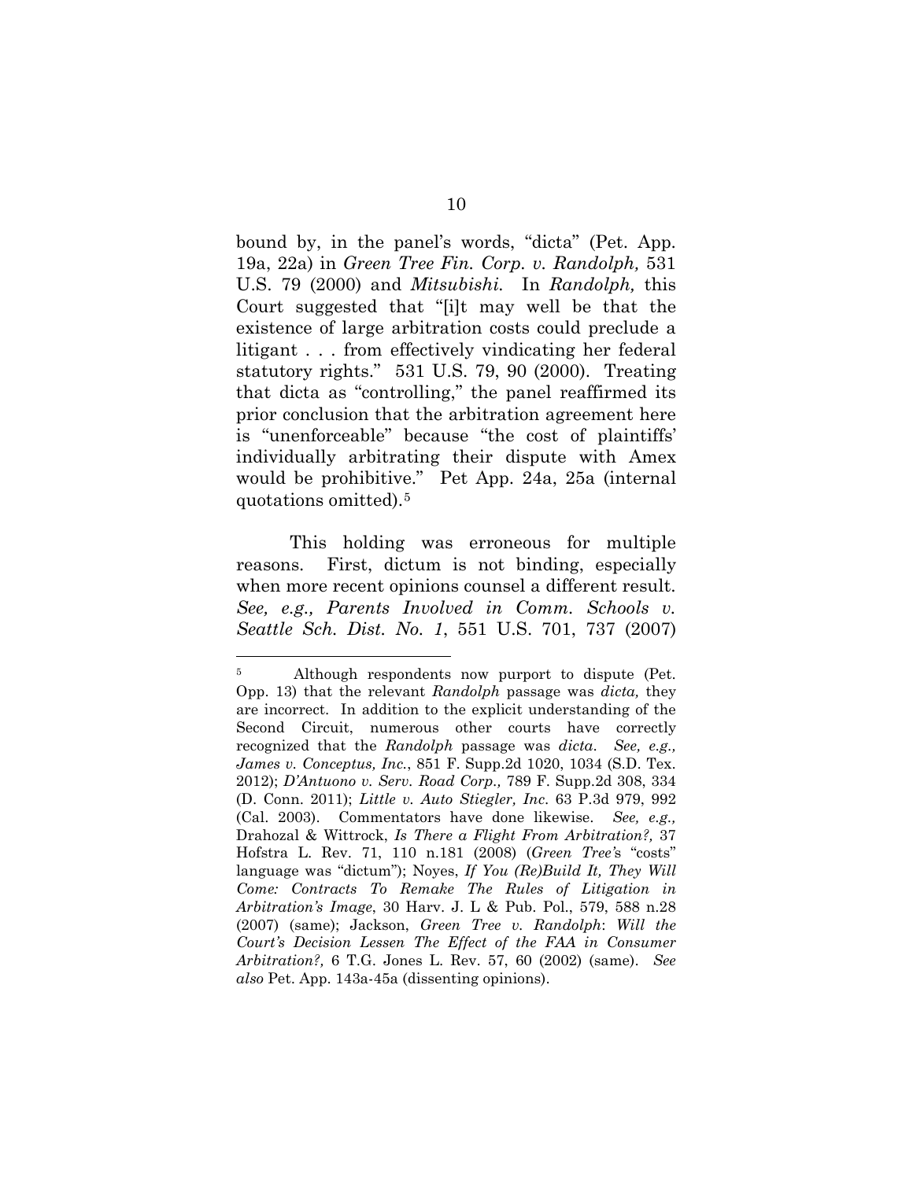bound by, in the panel's words, "dicta" (Pet. App. 19a, 22a) in *Green Tree Fin. Corp. v. Randolph,* 531 U.S. 79 (2000) and *Mitsubishi.* In *Randolph,* this Court suggested that "[i]t may well be that the existence of large arbitration costs could preclude a litigant . . . from effectively vindicating her federal statutory rights." 531 U.S. 79, 90 (2000). Treating that dicta as "controlling," the panel reaffirmed its prior conclusion that the arbitration agreement here is "unenforceable" because "the cost of plaintiffs' individually arbitrating their dispute with Amex would be prohibitive." Pet App. 24a, 25a (internal quotations omitted).[5]

This holding was erroneous for multiple reasons. First, dictum is not binding, especially when more recent opinions counsel a different result. *See, e.g., Parents Involved in Comm. Schools v. Seattle Sch. Dist. No. 1*, 551 U.S. 701, 737 (2007)

---

[5] Although respondents now purport to dispute (Pet. Opp. 13) that the relevant *Randolph* passage was *dicta,* they are incorrect. In addition to the explicit understanding of the Second Circuit, numerous other courts have correctly recognized that the *Randolph* passage was *dicta*. *See, e.g., James v. Conceptus, Inc.*, 851 F. Supp.2d 1020, 1034 (S.D. Tex. 2012); *D'Antuono v. Serv. Road Corp.,* 789 F. Supp.2d 308, 334 (D. Conn. 2011); *Little v. Auto Stiegler, Inc.* 63 P.3d 979, 992 (Cal. 2003). Commentators have done likewise. *See, e.g.,* Drahozal & Wittrock, *Is There a Flight From Arbitration?,* 37 Hofstra L. Rev. 71, 110 n.181 (2008) (*Green Tree'*s "costs" language was "dictum"); Noyes, *If You (Re)Build It, They Will Come: Contracts To Remake The Rules of Litigation in Arbitration's Image*, 30 Harv. J. L & Pub. Pol., 579, 588 n.28 (2007) (same); Jackson, *Green Tree v. Randolph*: *Will the Court's Decision Lessen The Effect of the FAA in Consumer Arbitration?,* 6 T.G. Jones L. Rev. 57, 60 (2002) (same). *See also* Pet. App. 143a-45a (dissenting opinions).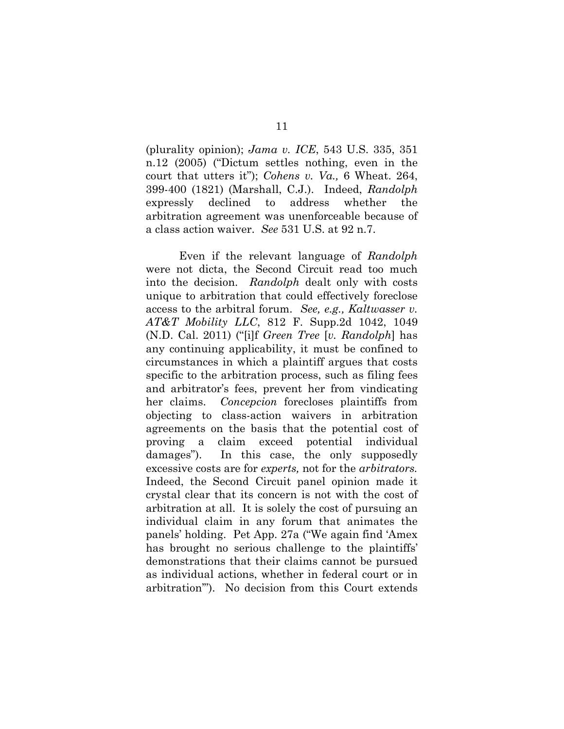(plurality opinion); *Jama v. ICE*, 543 U.S. 335, 351 n.12 (2005) ("Dictum settles nothing, even in the court that utters it"); *Cohens v. Va.,* 6 Wheat. 264, 399-400 (1821) (Marshall, C.J.). Indeed, *Randolph* expressly declined to address whether the arbitration agreement was unenforceable because of a class action waiver. *See* 531 U.S. at 92 n.7.

Even if the relevant language of *Randolph* were not dicta, the Second Circuit read too much into the decision. *Randolph* dealt only with costs unique to arbitration that could effectively foreclose access to the arbitral forum. *See, e.g., Kaltwasser v. AT&T Mobility LLC*, 812 F. Supp.2d 1042, 1049 (N.D. Cal. 2011) ("[i]f *Green Tree* [*v. Randolph*] has any continuing applicability, it must be confined to circumstances in which a plaintiff argues that costs specific to the arbitration process, such as filing fees and arbitrator's fees, prevent her from vindicating her claims. *Concepcion* forecloses plaintiffs from objecting to class-action waivers in arbitration agreements on the basis that the potential cost of proving a claim exceed potential individual damages"). In this case, the only supposedly excessive costs are for *experts,* not for the *arbitrators.* Indeed, the Second Circuit panel opinion made it crystal clear that its concern is not with the cost of arbitration at all. It is solely the cost of pursuing an individual claim in any forum that animates the panels' holding. Pet App. 27a ("We again find 'Amex has brought no serious challenge to the plaintiffs' demonstrations that their claims cannot be pursued as individual actions, whether in federal court or in arbitration'"). No decision from this Court extends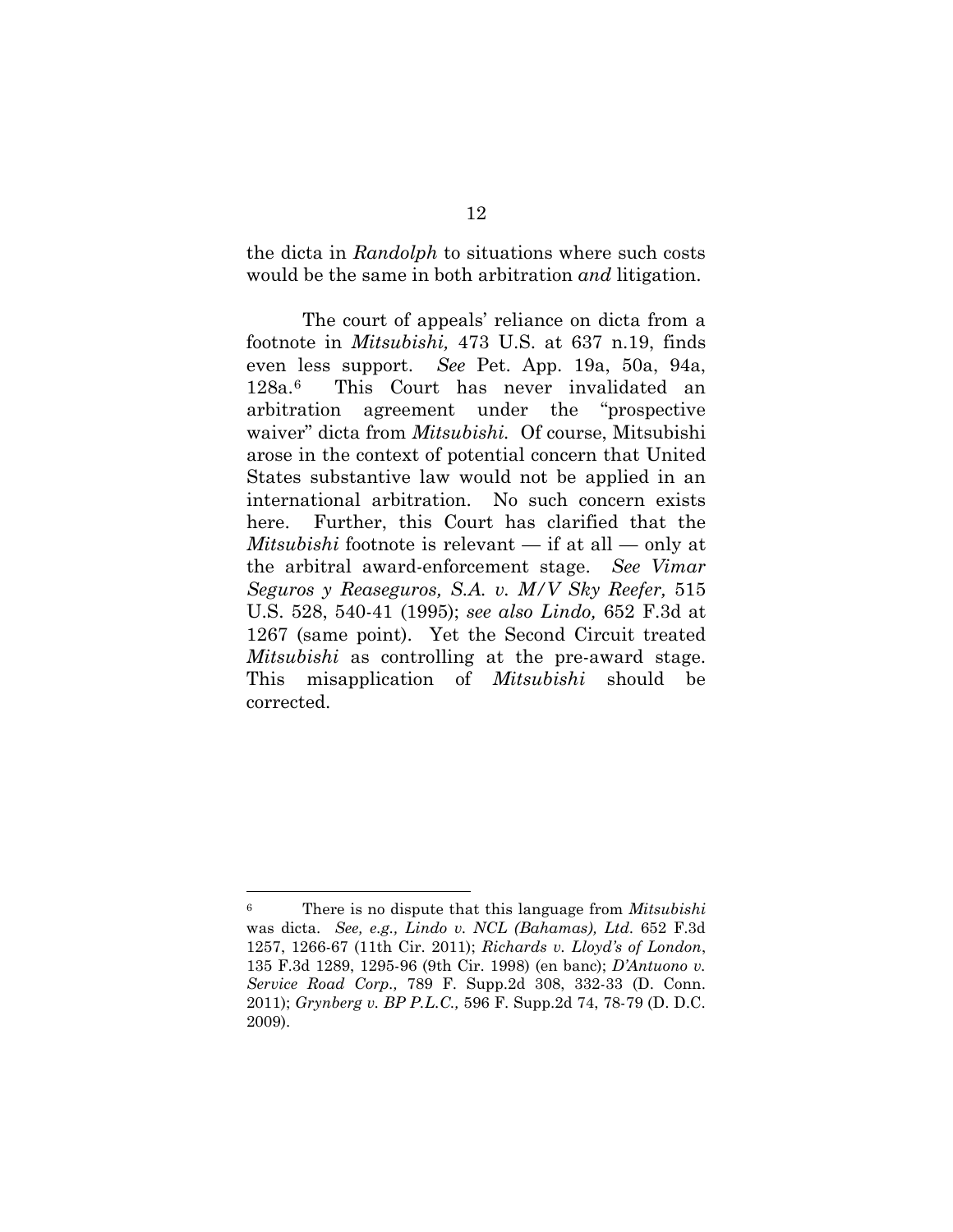the dicta in *Randolph* to situations where such costs would be the same in both arbitration *and* litigation.

The court of appeals' reliance on dicta from a footnote in *Mitsubishi,* 473 U.S. at 637 n.19, finds even less support. *See* Pet. App. 19a, 50a, 94a, 128a.[6] This Court has never invalidated an arbitration agreement under the "prospective waiver" dicta from *Mitsubishi.* Of course, Mitsubishi arose in the context of potential concern that United States substantive law would not be applied in an international arbitration. No such concern exists here. Further, this Court has clarified that the *Mitsubishi* footnote is relevant — if at all — only at the arbitral award-enforcement stage. *See Vimar Seguros y Reaseguros, S.A. v. M/V Sky Reefer,* 515 U.S. 528, 540-41 (1995); *see also Lindo,* 652 F.3d at 1267 (same point). Yet the Second Circuit treated *Mitsubishi* as controlling at the pre-award stage. This misapplication of *Mitsubishi* should be corrected.

---

[6] There is no dispute that this language from *Mitsubishi* was dicta. *See, e.g., Lindo v. NCL (Bahamas), Ltd.* 652 F.3d 1257, 1266-67 (11th Cir. 2011); *Richards v. Lloyd's of London*, 135 F.3d 1289, 1295-96 (9th Cir. 1998) (en banc); *D'Antuono v. Service Road Corp.,* 789 F. Supp.2d 308, 332-33 (D. Conn. 2011); *Grynberg v. BP P.L.C.,* 596 F. Supp.2d 74, 78-79 (D. D.C. 2009).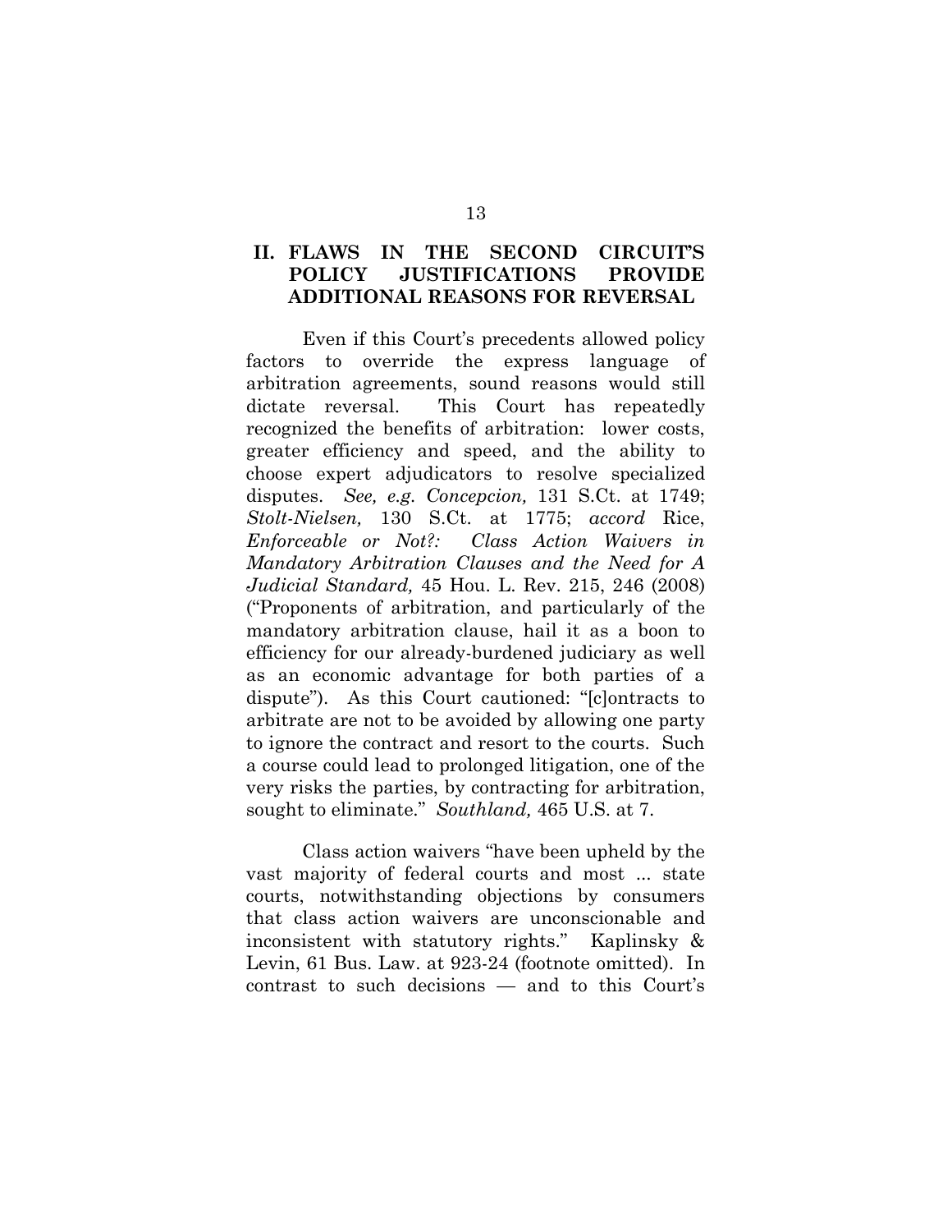## II. FLAWS IN THE SECOND CIRCUIT'S POLICY JUSTIFICATIONS PROVIDE ADDITIONAL REASONS FOR REVERSAL

Even if this Court's precedents allowed policy factors to override the express language of arbitration agreements, sound reasons would still dictate reversal. This Court has repeatedly recognized the benefits of arbitration: lower costs, greater efficiency and speed, and the ability to choose expert adjudicators to resolve specialized disputes. *See, e.g. Concepcion,* 131 S.Ct. at 1749; *Stolt-Nielsen,* 130 S.Ct. at 1775; *accord* Rice, *Enforceable or Not?: Class Action Waivers in Mandatory Arbitration Clauses and the Need for A Judicial Standard,* 45 Hou. L. Rev. 215, 246 (2008) ("Proponents of arbitration, and particularly of the mandatory arbitration clause, hail it as a boon to efficiency for our already-burdened judiciary as well as an economic advantage for both parties of a dispute"). As this Court cautioned: "[c]ontracts to arbitrate are not to be avoided by allowing one party to ignore the contract and resort to the courts. Such a course could lead to prolonged litigation, one of the very risks the parties, by contracting for arbitration, sought to eliminate." *Southland,* 465 U.S. at 7.

Class action waivers "have been upheld by the vast majority of federal courts and most ... state courts, notwithstanding objections by consumers that class action waivers are unconscionable and inconsistent with statutory rights." Kaplinsky & Levin, 61 Bus. Law. at 923-24 (footnote omitted). In contrast to such decisions — and to this Court's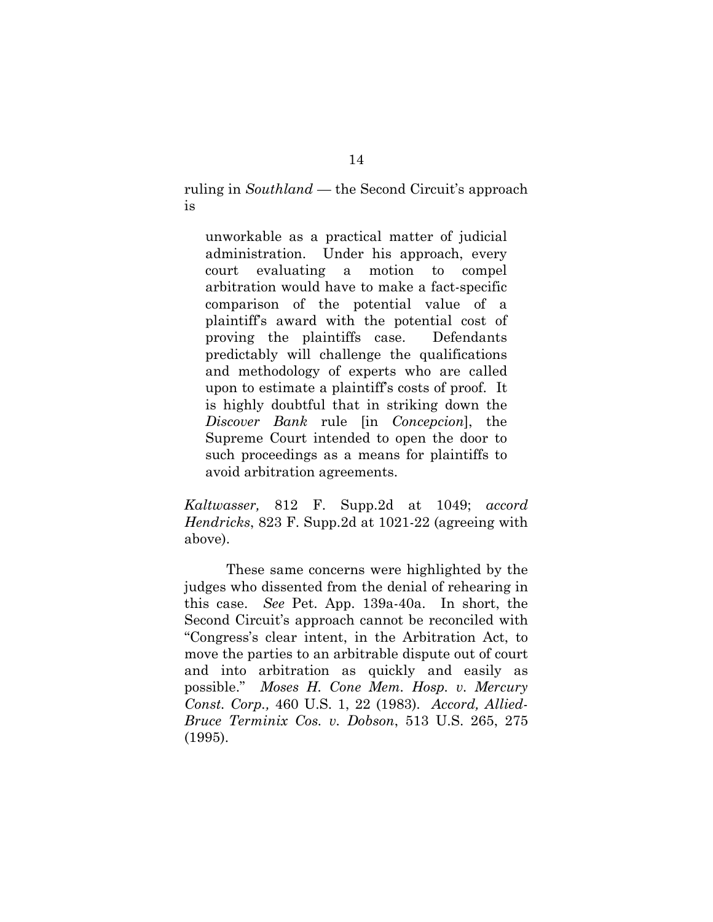ruling in *Southland* — the Second Circuit's approach is

> unworkable as a practical matter of judicial administration. Under his approach, every court evaluating a motion to compel arbitration would have to make a fact-specific comparison of the potential value of a plaintiff's award with the potential cost of proving the plaintiffs case. Defendants predictably will challenge the qualifications and methodology of experts who are called upon to estimate a plaintiff's costs of proof. It is highly doubtful that in striking down the *Discover Bank* rule [in *Concepcion*], the Supreme Court intended to open the door to such proceedings as a means for plaintiffs to avoid arbitration agreements.

*Kaltwasser,* 812 F. Supp.2d at 1049; *accord Hendricks*, 823 F. Supp.2d at 1021-22 (agreeing with above).

These same concerns were highlighted by the judges who dissented from the denial of rehearing in this case. *See* Pet. App. 139a-40a. In short, the Second Circuit's approach cannot be reconciled with "Congress's clear intent, in the Arbitration Act, to move the parties to an arbitrable dispute out of court and into arbitration as quickly and easily as possible." *Moses H. Cone Mem. Hosp. v. Mercury Const. Corp.,* 460 U.S. 1, 22 (1983). *Accord, Allied-Bruce Terminix Cos. v. Dobson*, 513 U.S. 265, 275 (1995).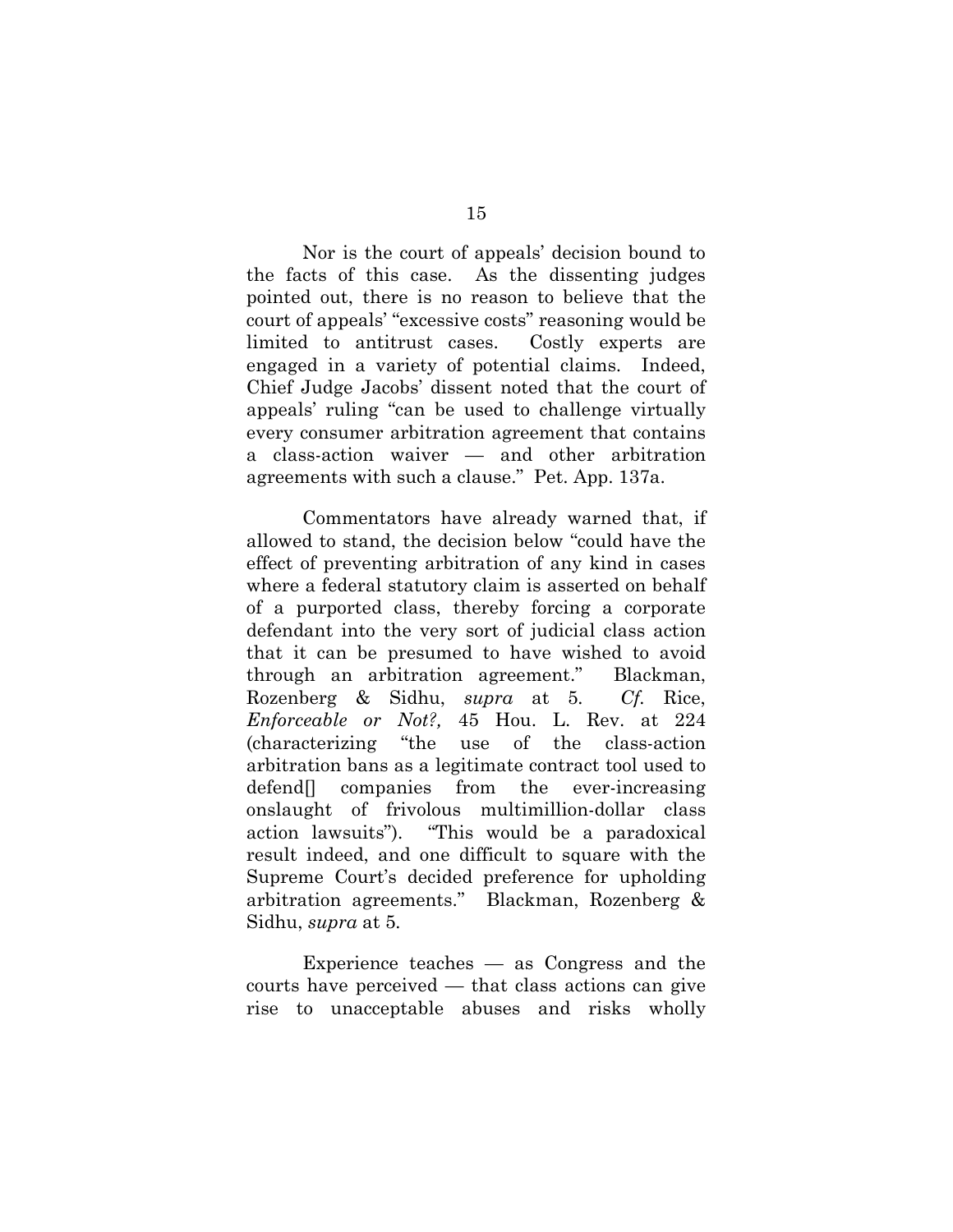Nor is the court of appeals' decision bound to the facts of this case. As the dissenting judges pointed out, there is no reason to believe that the court of appeals' "excessive costs" reasoning would be limited to antitrust cases. Costly experts are engaged in a variety of potential claims. Indeed, Chief Judge Jacobs' dissent noted that the court of appeals' ruling "can be used to challenge virtually every consumer arbitration agreement that contains a class-action waiver — and other arbitration agreements with such a clause." Pet. App. 137a.

Commentators have already warned that, if allowed to stand, the decision below "could have the effect of preventing arbitration of any kind in cases where a federal statutory claim is asserted on behalf of a purported class, thereby forcing a corporate defendant into the very sort of judicial class action that it can be presumed to have wished to avoid through an arbitration agreement." Blackman, Rozenberg & Sidhu, *supra* at 5. *Cf.* Rice, *Enforceable or Not?,* 45 Hou. L. Rev. at 224 (characterizing "the use of the class-action arbitration bans as a legitimate contract tool used to defend[] companies from the ever-increasing onslaught of frivolous multimillion-dollar class action lawsuits"). "This would be a paradoxical result indeed, and one difficult to square with the Supreme Court's decided preference for upholding arbitration agreements." Blackman, Rozenberg & Sidhu, *supra* at 5.

Experience teaches — as Congress and the courts have perceived — that class actions can give rise to unacceptable abuses and risks wholly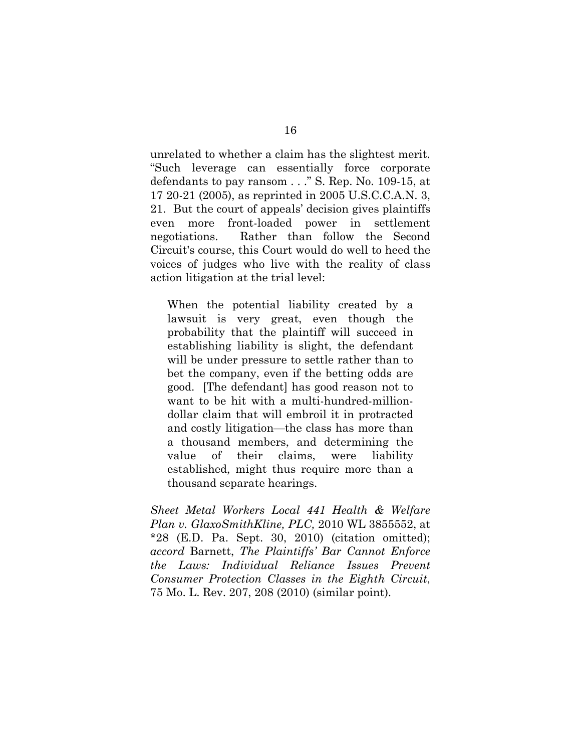unrelated to whether a claim has the slightest merit. "Such leverage can essentially force corporate defendants to pay ransom . . ." S. Rep. No. 109-15, at 17 20-21 (2005), as reprinted in 2005 U.S.C.C.A.N. 3, 21. But the court of appeals' decision gives plaintiffs even more front-loaded power in settlement negotiations. Rather than follow the Second Circuit's course, this Court would do well to heed the voices of judges who live with the reality of class action litigation at the trial level:

> When the potential liability created by a lawsuit is very great, even though the probability that the plaintiff will succeed in establishing liability is slight, the defendant will be under pressure to settle rather than to bet the company, even if the betting odds are good. [The defendant] has good reason not to want to be hit with a multi-hundred-million-dollar claim that will embroil it in protracted and costly litigation—the class has more than a thousand members, and determining the value of their claims, were liability established, might thus require more than a thousand separate hearings.

*Sheet Metal Workers Local 441 Health & Welfare Plan v. GlaxoSmithKline, PLC,* 2010 WL 3855552, at *28 (E.D. Pa. Sept. 30, 2010) (citation omitted); *accord* Barnett, *The Plaintiffs' Bar Cannot Enforce the Laws: Individual Reliance Issues Prevent Consumer Protection Classes in the Eighth Circuit*, 75 Mo. L. Rev. 207, 208 (2010) (similar point).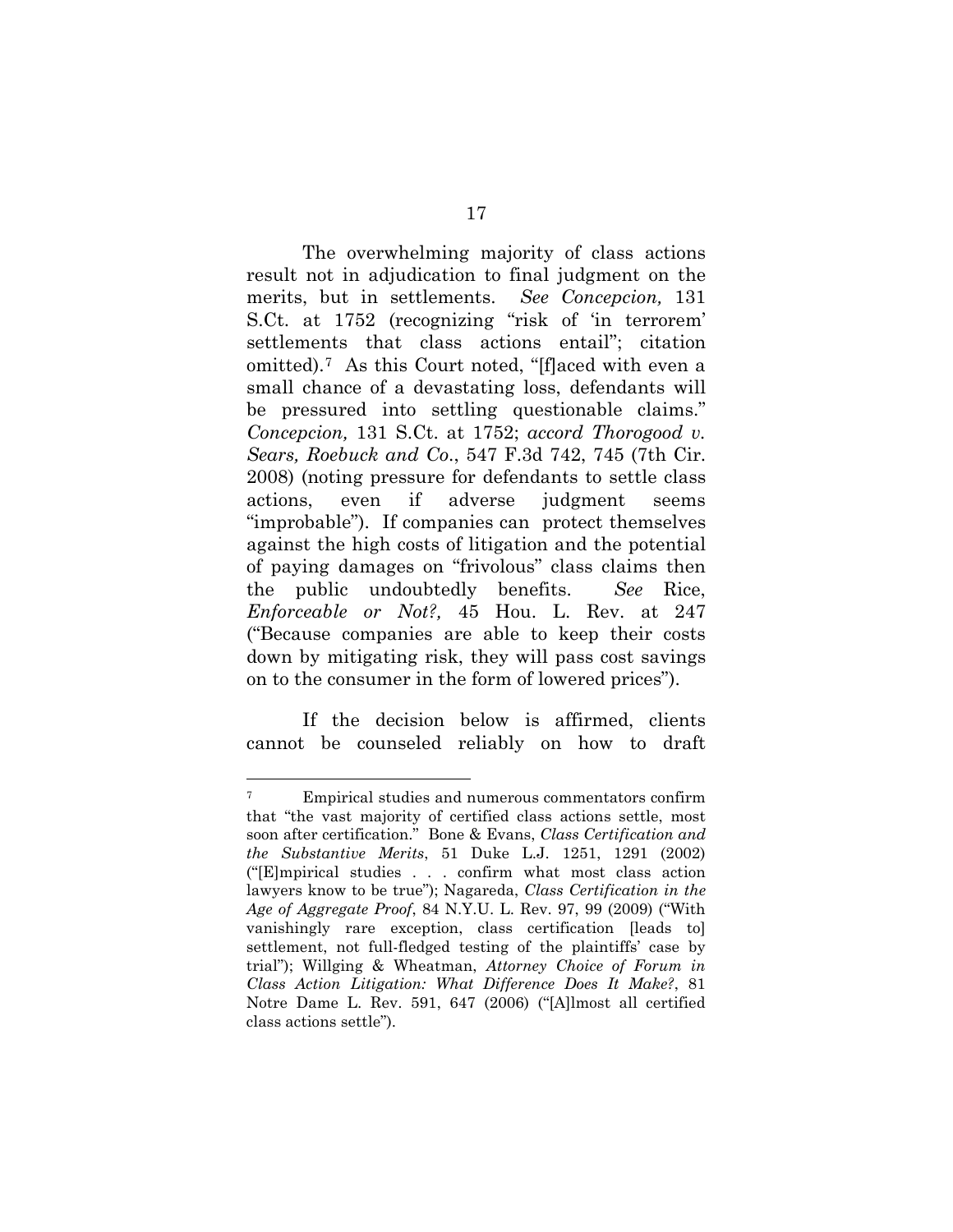The overwhelming majority of class actions result not in adjudication to final judgment on the merits, but in settlements. *See Concepcion,* 131 S.Ct. at 1752 (recognizing "risk of 'in terrorem' settlements that class actions entail"; citation omitted).[7] As this Court noted, "[f]aced with even a small chance of a devastating loss, defendants will be pressured into settling questionable claims." *Concepcion,* 131 S.Ct. at 1752; *accord Thorogood v. Sears, Roebuck and Co.*, 547 F.3d 742, 745 (7th Cir. 2008) (noting pressure for defendants to settle class actions, even if adverse judgment seems "improbable"). If companies can protect themselves against the high costs of litigation and the potential of paying damages on "frivolous" class claims then the public undoubtedly benefits. *See* Rice, *Enforceable or Not?,* 45 Hou. L. Rev. at 247 ("Because companies are able to keep their costs down by mitigating risk, they will pass cost savings on to the consumer in the form of lowered prices").

If the decision below is affirmed, clients cannot be counseled reliably on how to draft

---

[7] Empirical studies and numerous commentators confirm that "the vast majority of certified class actions settle, most soon after certification." Bone & Evans, *Class Certification and the Substantive Merits*, 51 Duke L.J. 1251, 1291 (2002) ("[E]mpirical studies . . . confirm what most class action lawyers know to be true"); Nagareda, *Class Certification in the Age of Aggregate Proof*, 84 N.Y.U. L. Rev. 97, 99 (2009) ("With vanishingly rare exception, class certification [leads to] settlement, not full-fledged testing of the plaintiffs' case by trial"); Willging & Wheatman, *Attorney Choice of Forum in Class Action Litigation: What Difference Does It Make?*, 81 Notre Dame L. Rev. 591, 647 (2006) ("[A]lmost all certified class actions settle").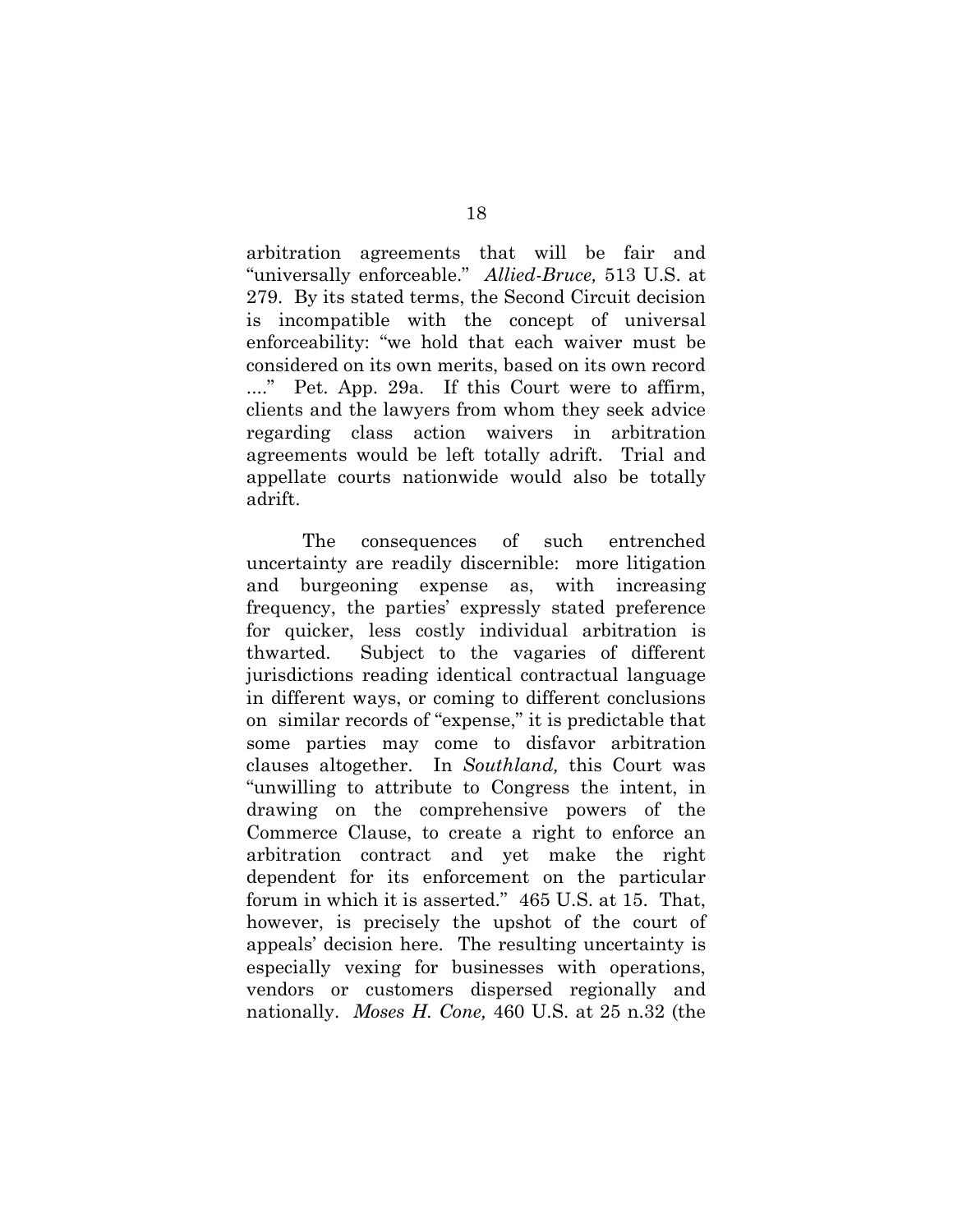arbitration agreements that will be fair and "universally enforceable." *Allied-Bruce,* 513 U.S. at 279. By its stated terms, the Second Circuit decision is incompatible with the concept of universal enforceability: "we hold that each waiver must be considered on its own merits, based on its own record ...." Pet. App. 29a. If this Court were to affirm, clients and the lawyers from whom they seek advice regarding class action waivers in arbitration agreements would be left totally adrift. Trial and appellate courts nationwide would also be totally adrift.

The consequences of such entrenched uncertainty are readily discernible: more litigation and burgeoning expense as, with increasing frequency, the parties' expressly stated preference for quicker, less costly individual arbitration is thwarted. Subject to the vagaries of different jurisdictions reading identical contractual language in different ways, or coming to different conclusions on similar records of "expense," it is predictable that some parties may come to disfavor arbitration clauses altogether. In *Southland,* this Court was "unwilling to attribute to Congress the intent, in drawing on the comprehensive powers of the Commerce Clause, to create a right to enforce an arbitration contract and yet make the right dependent for its enforcement on the particular forum in which it is asserted." 465 U.S. at 15. That, however, is precisely the upshot of the court of appeals' decision here. The resulting uncertainty is especially vexing for businesses with operations, vendors or customers dispersed regionally and nationally. *Moses H. Cone,* 460 U.S. at 25 n.32 (the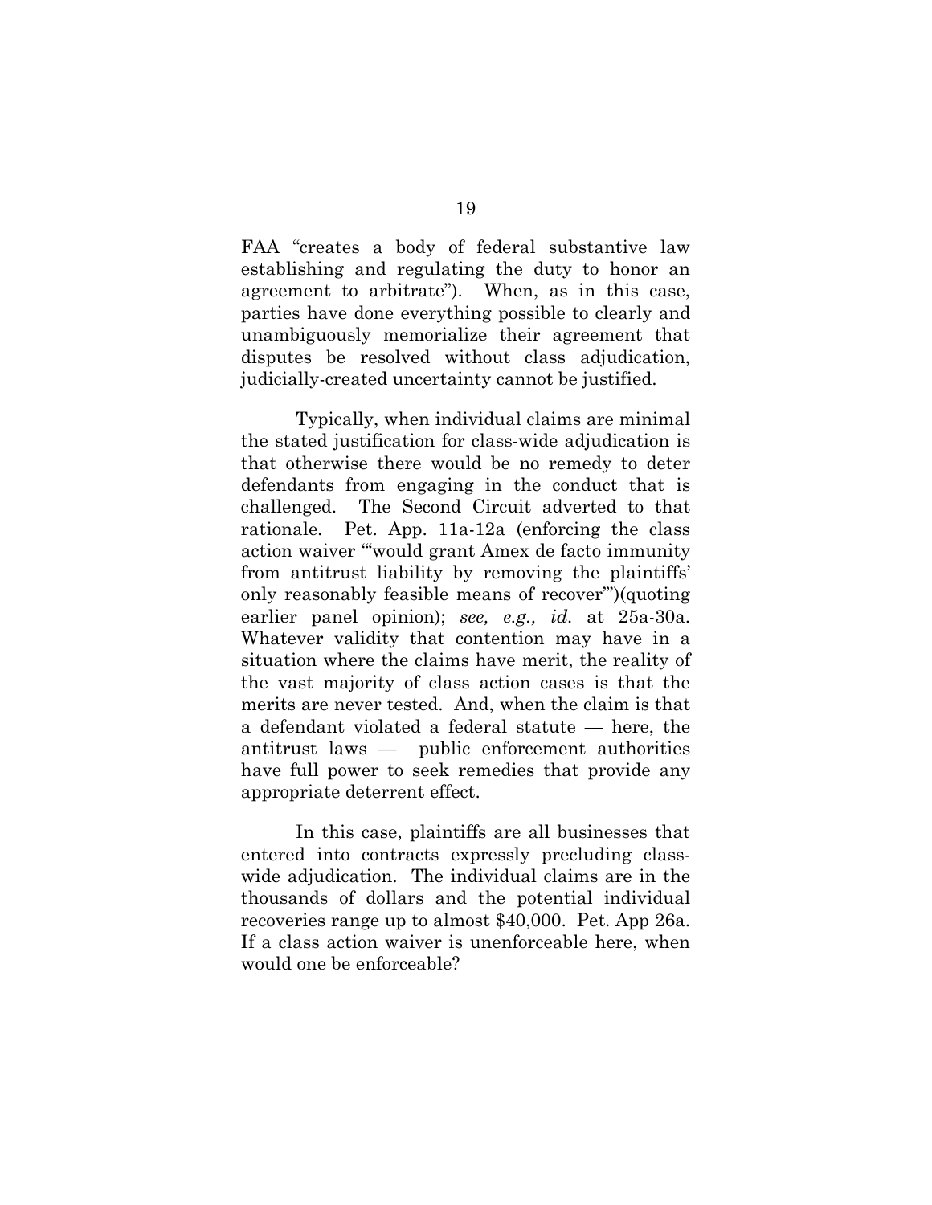FAA "creates a body of federal substantive law establishing and regulating the duty to honor an agreement to arbitrate"). When, as in this case, parties have done everything possible to clearly and unambiguously memorialize their agreement that disputes be resolved without class adjudication, judicially-created uncertainty cannot be justified.

Typically, when individual claims are minimal the stated justification for class-wide adjudication is that otherwise there would be no remedy to deter defendants from engaging in the conduct that is challenged. The Second Circuit adverted to that rationale. Pet. App. 11a-12a (enforcing the class action waiver "'would grant Amex de facto immunity from antitrust liability by removing the plaintiffs' only reasonably feasible means of recover'")(quoting earlier panel opinion); *see, e.g., id.* at 25a-30a. Whatever validity that contention may have in a situation where the claims have merit, the reality of the vast majority of class action cases is that the merits are never tested. And, when the claim is that a defendant violated a federal statute — here, the antitrust laws — public enforcement authorities have full power to seek remedies that provide any appropriate deterrent effect.

In this case, plaintiffs are all businesses that entered into contracts expressly precluding class-wide adjudication. The individual claims are in the thousands of dollars and the potential individual recoveries range up to almost $40,000. Pet. App 26a. If a class action waiver is unenforceable here, when would one be enforceable?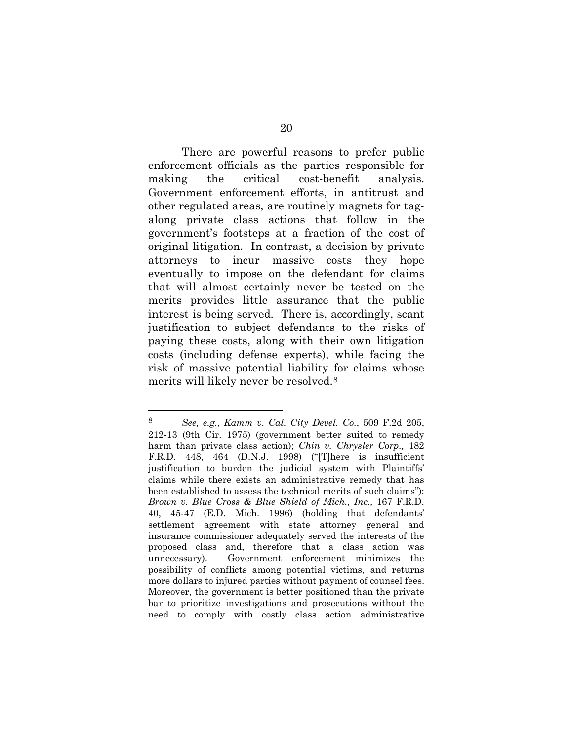There are powerful reasons to prefer public enforcement officials as the parties responsible for making the critical cost-benefit analysis. Government enforcement efforts, in antitrust and other regulated areas, are routinely magnets for tag-along private class actions that follow in the government's footsteps at a fraction of the cost of original litigation. In contrast, a decision by private attorneys to incur massive costs they hope eventually to impose on the defendant for claims that will almost certainly never be tested on the merits provides little assurance that the public interest is being served. There is, accordingly, scant justification to subject defendants to the risks of paying these costs, along with their own litigation costs (including defense experts), while facing the risk of massive potential liability for claims whose merits will likely never be resolved.[8]

---

[8] *See, e.g., Kamm v. Cal. City Devel. Co.*, 509 F.2d 205, 212-13 (9th Cir. 1975) (government better suited to remedy harm than private class action); *Chin v. Chrysler Corp.,* 182 F.R.D. 448, 464 (D.N.J. 1998) ("[T]here is insufficient justification to burden the judicial system with Plaintiffs' claims while there exists an administrative remedy that has been established to assess the technical merits of such claims"); *Brown v. Blue Cross & Blue Shield of Mich., Inc.,* 167 F.R.D. 40, 45-47 (E.D. Mich. 1996) (holding that defendants' settlement agreement with state attorney general and insurance commissioner adequately served the interests of the proposed class and, therefore that a class action was unnecessary). Government enforcement minimizes the possibility of conflicts among potential victims, and returns more dollars to injured parties without payment of counsel fees. Moreover, the government is better positioned than the private bar to prioritize investigations and prosecutions without the need to comply with costly class action administrative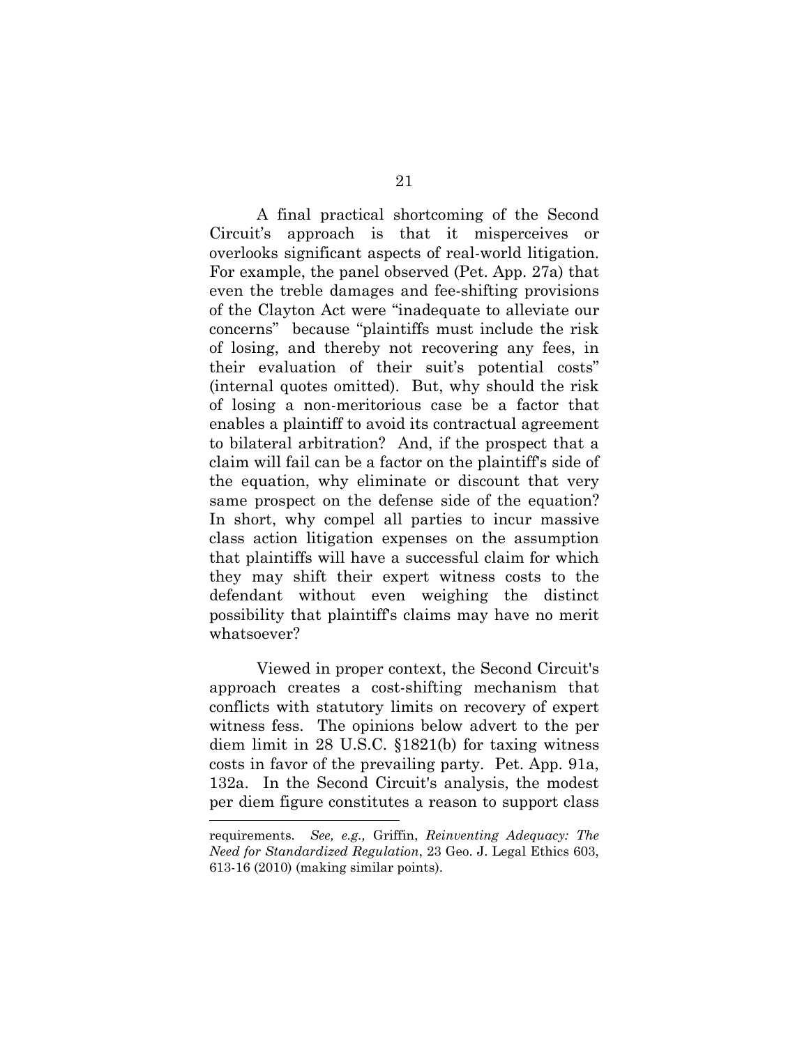A final practical shortcoming of the Second Circuit's approach is that it misperceives or overlooks significant aspects of real-world litigation. For example, the panel observed (Pet. App. 27a) that even the treble damages and fee-shifting provisions of the Clayton Act were "inadequate to alleviate our concerns" because "plaintiffs must include the risk of losing, and thereby not recovering any fees, in their evaluation of their suit's potential costs" (internal quotes omitted). But, why should the risk of losing a non-meritorious case be a factor that enables a plaintiff to avoid its contractual agreement to bilateral arbitration? And, if the prospect that a claim will fail can be a factor on the plaintiff's side of the equation, why eliminate or discount that very same prospect on the defense side of the equation? In short, why compel all parties to incur massive class action litigation expenses on the assumption that plaintiffs will have a successful claim for which they may shift their expert witness costs to the defendant without even weighing the distinct possibility that plaintiff's claims may have no merit whatsoever?

Viewed in proper context, the Second Circuit's approach creates a cost-shifting mechanism that conflicts with statutory limits on recovery of expert witness fess. The opinions below advert to the per diem limit in 28 U.S.C. §1821(b) for taxing witness costs in favor of the prevailing party. Pet. App. 91a, 132a. In the Second Circuit's analysis, the modest per diem figure constitutes a reason to support class

---

requirements. *See, e.g.,* Griffin, *Reinventing Adequacy: The Need for Standardized Regulation*, 23 Geo. J. Legal Ethics 603, 613-16 (2010) (making similar points).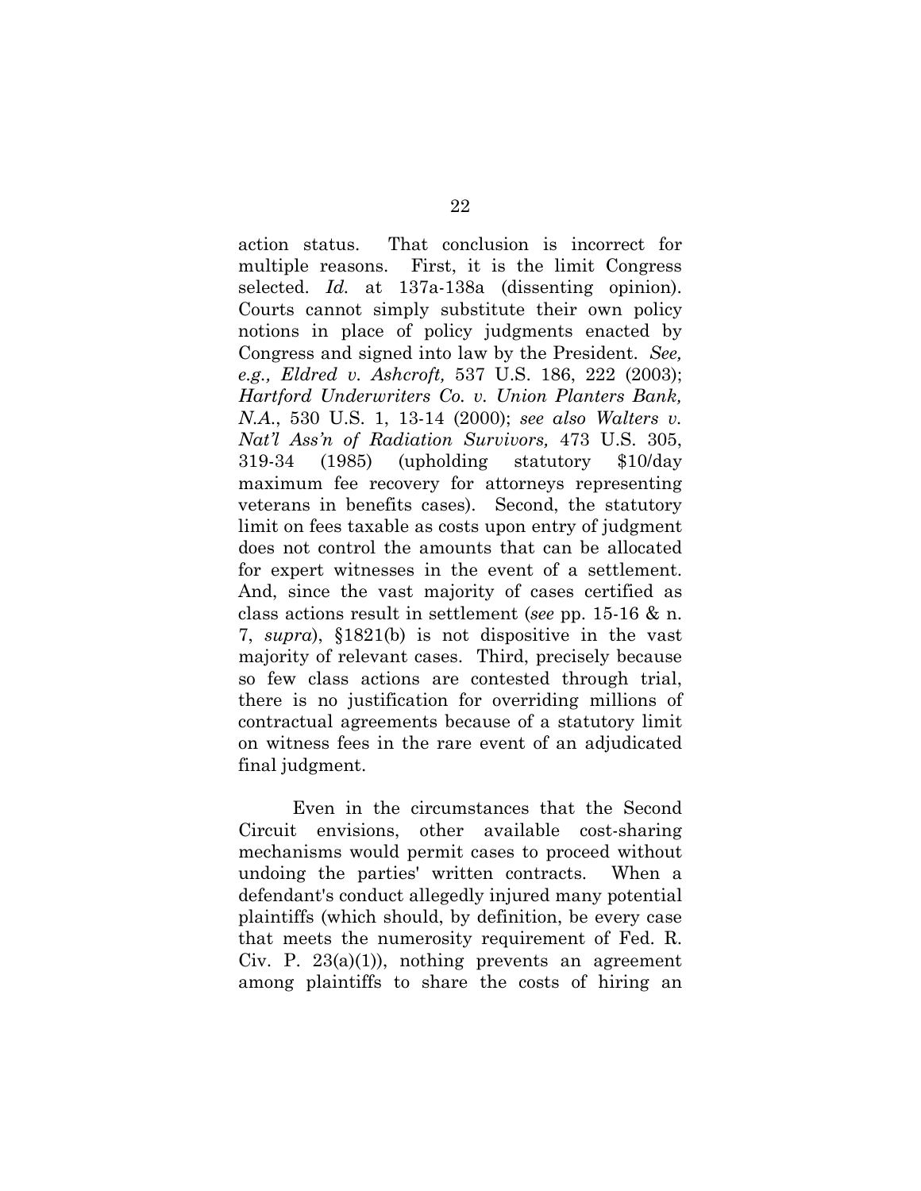action status. That conclusion is incorrect for multiple reasons. First, it is the limit Congress selected. *Id.* at 137a-138a (dissenting opinion). Courts cannot simply substitute their own policy notions in place of policy judgments enacted by Congress and signed into law by the President. *See, e.g., Eldred v. Ashcroft,* 537 U.S. 186, 222 (2003); *Hartford Underwriters Co. v. Union Planters Bank, N.A.*, 530 U.S. 1, 13-14 (2000); *see also Walters v. Nat'l Ass'n of Radiation Survivors,* 473 U.S. 305, 319-34 (1985) (upholding statutory $10/day maximum fee recovery for attorneys representing veterans in benefits cases). Second, the statutory limit on fees taxable as costs upon entry of judgment does not control the amounts that can be allocated for expert witnesses in the event of a settlement. And, since the vast majority of cases certified as class actions result in settlement (*see* pp. 15-16 & n. 7, *supra*), §1821(b) is not dispositive in the vast majority of relevant cases. Third, precisely because so few class actions are contested through trial, there is no justification for overriding millions of contractual agreements because of a statutory limit on witness fees in the rare event of an adjudicated final judgment.

Even in the circumstances that the Second Circuit envisions, other available cost-sharing mechanisms would permit cases to proceed without undoing the parties' written contracts. When a defendant's conduct allegedly injured many potential plaintiffs (which should, by definition, be every case that meets the numerosity requirement of Fed. R. Civ. P. 23(a)(1)), nothing prevents an agreement among plaintiffs to share the costs of hiring an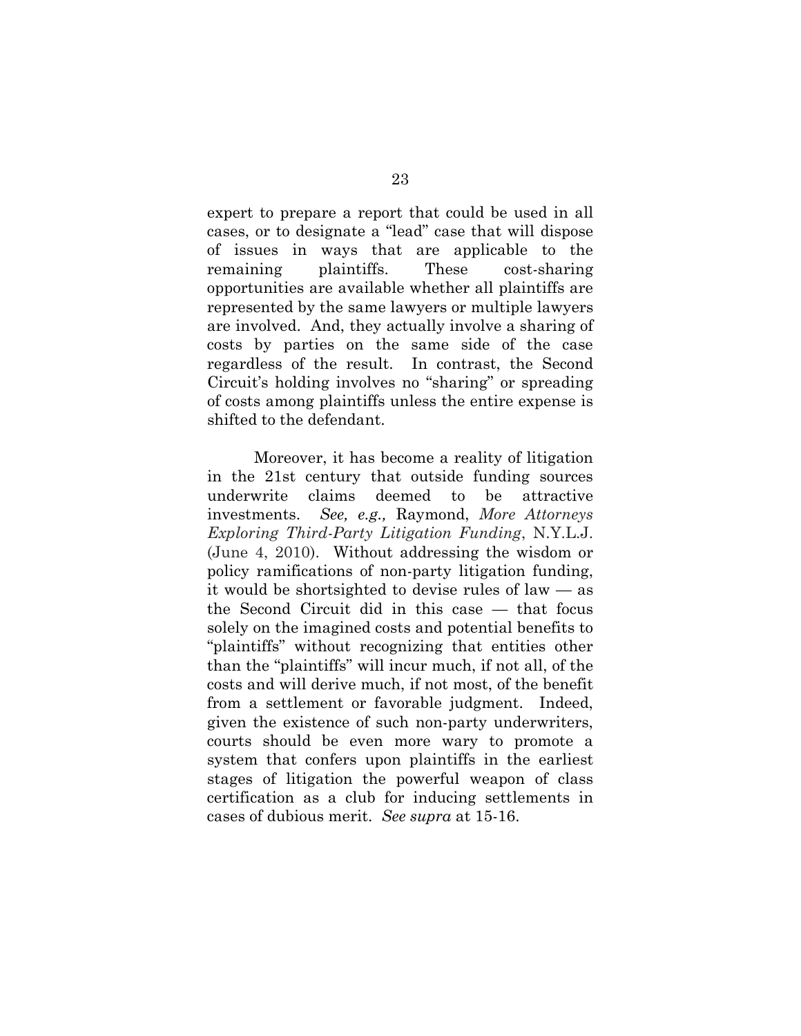expert to prepare a report that could be used in all cases, or to designate a "lead" case that will dispose of issues in ways that are applicable to the remaining plaintiffs. These cost-sharing opportunities are available whether all plaintiffs are represented by the same lawyers or multiple lawyers are involved. And, they actually involve a sharing of costs by parties on the same side of the case regardless of the result. In contrast, the Second Circuit's holding involves no "sharing" or spreading of costs among plaintiffs unless the entire expense is shifted to the defendant.

Moreover, it has become a reality of litigation in the 21st century that outside funding sources underwrite claims deemed to be attractive investments. *See, e.g.,* Raymond, *More Attorneys Exploring Third-Party Litigation Funding*, N.Y.L.J. (June 4, 2010). Without addressing the wisdom or policy ramifications of non-party litigation funding, it would be shortsighted to devise rules of law — as the Second Circuit did in this case — that focus solely on the imagined costs and potential benefits to "plaintiffs" without recognizing that entities other than the "plaintiffs" will incur much, if not all, of the costs and will derive much, if not most, of the benefit from a settlement or favorable judgment. Indeed, given the existence of such non-party underwriters, courts should be even more wary to promote a system that confers upon plaintiffs in the earliest stages of litigation the powerful weapon of class certification as a club for inducing settlements in cases of dubious merit. *See supra* at 15-16.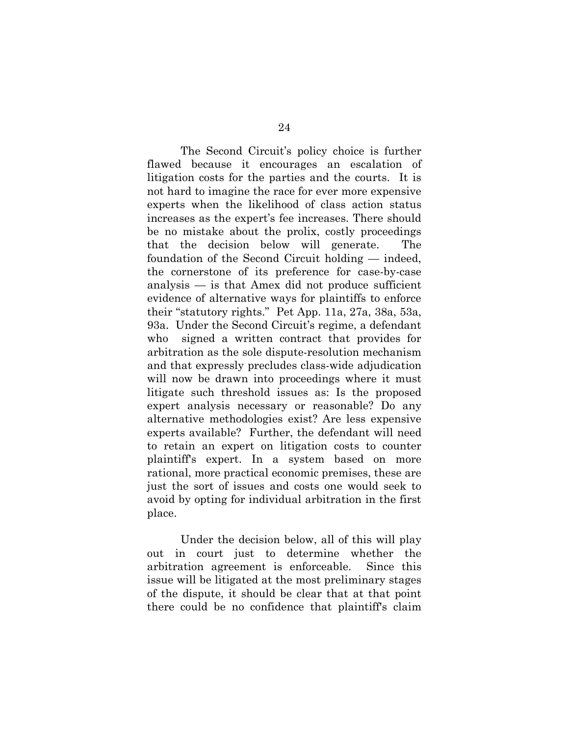The Second Circuit's policy choice is further flawed because it encourages an escalation of litigation costs for the parties and the courts. It is not hard to imagine the race for ever more expensive experts when the likelihood of class action status increases as the expert's fee increases. There should be no mistake about the prolix, costly proceedings that the decision below will generate. The foundation of the Second Circuit holding — indeed, the cornerstone of its preference for case-by-case analysis — is that Amex did not produce sufficient evidence of alternative ways for plaintiffs to enforce their "statutory rights." Pet App. 11a, 27a, 38a, 53a, 93a. Under the Second Circuit's regime, a defendant who signed a written contract that provides for arbitration as the sole dispute-resolution mechanism and that expressly precludes class-wide adjudication will now be drawn into proceedings where it must litigate such threshold issues as: Is the proposed expert analysis necessary or reasonable? Do any alternative methodologies exist? Are less expensive experts available? Further, the defendant will need to retain an expert on litigation costs to counter plaintiff's expert. In a system based on more rational, more practical economic premises, these are just the sort of issues and costs one would seek to avoid by opting for individual arbitration in the first place.

Under the decision below, all of this will play out in court just to determine whether the arbitration agreement is enforceable. Since this issue will be litigated at the most preliminary stages of the dispute, it should be clear that at that point there could be no confidence that plaintiff's claim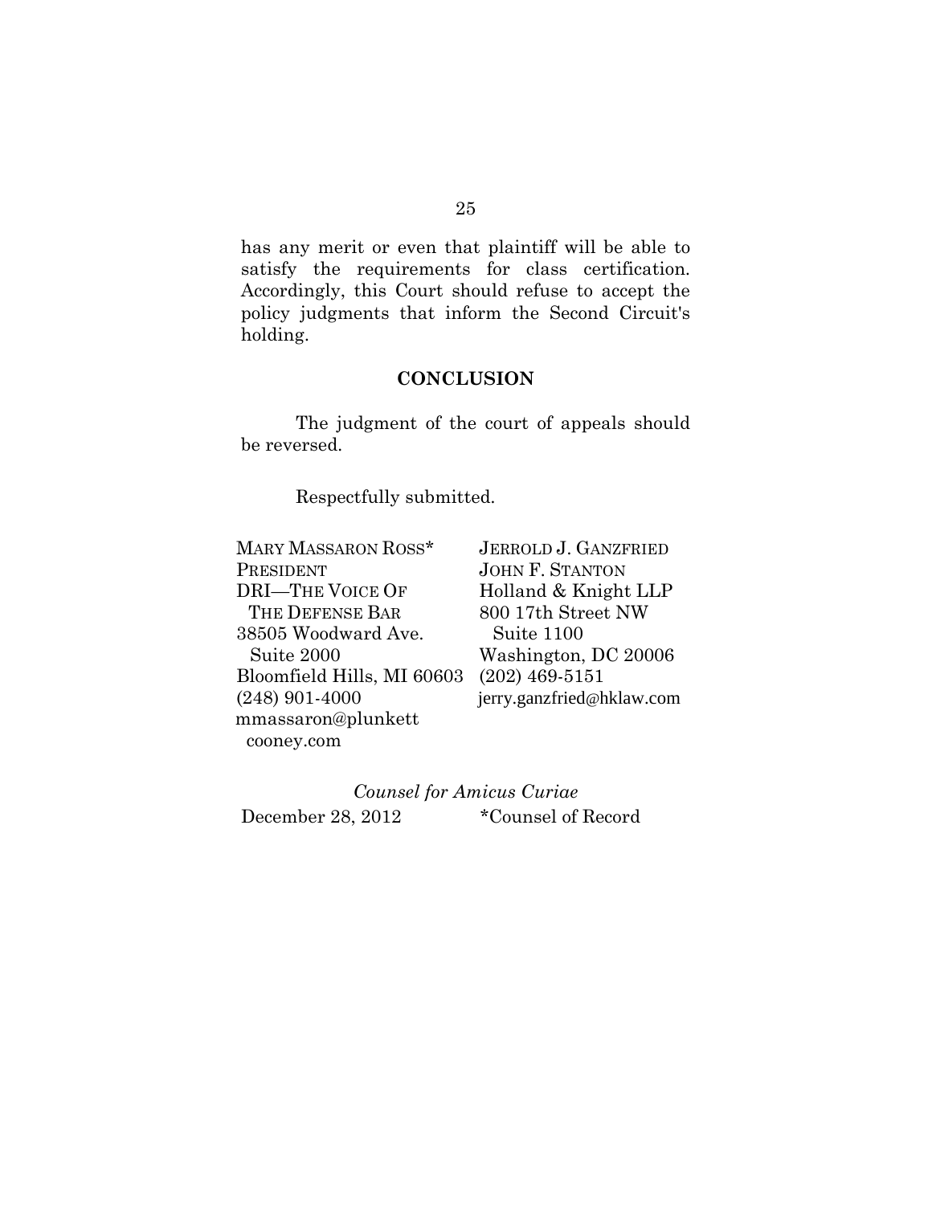has any merit or even that plaintiff will be able to satisfy the requirements for class certification. Accordingly, this Court should refuse to accept the policy judgments that inform the Second Circuit's holding.

## CONCLUSION

The judgment of the court of appeals should be reversed.

Respectfully submitted.

MARY MASSARON ROSS*
PRESIDENT
DRI—THE VOICE OF
THE DEFENSE BAR
38505 Woodward Ave.
Suite 2000
Bloomfield Hills, MI 60603
(248) 901-4000
mmassaron@plunkett
cooney.com

JERROLD J. GANZFRIED
JOHN F. STANTON
Holland & Knight LLP
800 17th Street NW
Suite 1100
Washington, DC 20006
(202) 469-5151
jerry.ganzfried@hklaw.com

*Counsel for Amicus Curiae*

December 28, 2012

*Counsel of Record